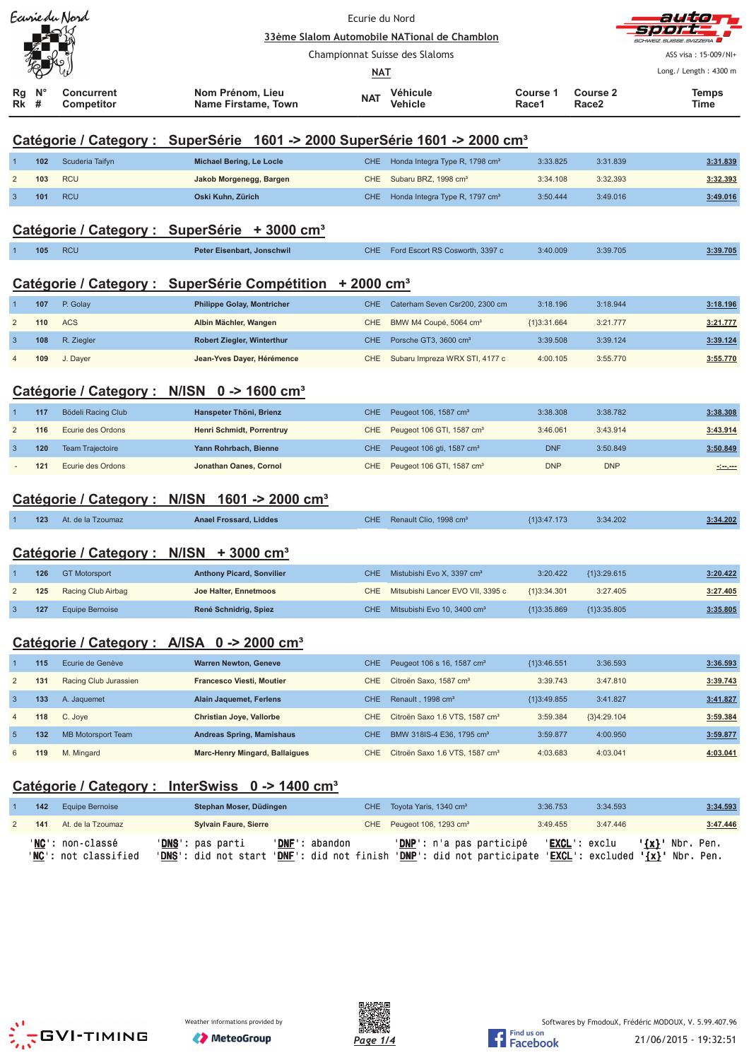Ecurie du Nord

**33ème Slalom Automobile NATional de Chamblon**

Championnat Suisse des Slaloms

NAT

ASS visa : 15-009/NI+

Long./ Length : 4300 m

## Catégorie / Category : SuperSérie 1601 -> 2000 SuperSérie 1601 -> 2000 cm³

| Rg Rk | N° # | Concurrent Competitor | Nom Prénom, Lieu Name Firstame, Town | NAT | Véhicule Vehicle | Course 1 Race1 | Course 2 Race2 | Temps Time |
|---|---|---|---|---|---|---|---|---|
| 1 | 102 | Scuderia Taifyn | Michael Bering, Le Locle | CHE | Honda Integra Type R, 1798 cm³ | 3:33.825 | 3:31.839 | 3:31.839 |
| 2 | 103 | RCU | Jakob Morgenegg, Bargen | CHE | Subaru BRZ, 1998 cm³ | 3:34.108 | 3:32.393 | 3:32.393 |
| 3 | 101 | RCU | Oski Kuhn, Zürich | CHE | Honda Integra Type R, 1797 cm³ | 3:50.444 | 3:49.016 | 3:49.016 |

## Catégorie / Category : SuperSérie + 3000 cm³

| Rg Rk | N° # | Concurrent Competitor | Nom Prénom, Lieu Name Firstame, Town | NAT | Véhicule Vehicle | Course 1 Race1 | Course 2 Race2 | Temps Time |
|---|---|---|---|---|---|---|---|---|
| 1 | 105 | RCU | Peter Eisenbart, Jonschwil | CHE | Ford Escort RS Cosworth, 3397 c | 3:40.009 | 3:39.705 | 3:39.705 |

## Catégorie / Category : SuperSérie Compétition + 2000 cm³

| Rg Rk | N° # | Concurrent Competitor | Nom Prénom, Lieu Name Firstame, Town | NAT | Véhicule Vehicle | Course 1 Race1 | Course 2 Race2 | Temps Time |
|---|---|---|---|---|---|---|---|---|
| 1 | 107 | P. Golay | Philippe Golay, Montricher | CHE | Caterham Seven Csr200, 2300 cm | 3:18.196 | 3:18.944 | 3:18.196 |
| 2 | 110 | ACS | Albin Mächler, Wangen | CHE | BMW M4 Coupé, 5064 cm³ | {1}3:31.664 | 3:21.777 | 3:21.777 |
| 3 | 108 | R. Ziegler | Robert Ziegler, Winterthur | CHE | Porsche GT3, 3600 cm³ | 3:39.508 | 3:39.124 | 3:39.124 |
| 4 | 109 | J. Dayer | Jean-Yves Dayer, Hérémence | CHE | Subaru Impreza WRX STI, 4177 c | 4:00.105 | 3:55.770 | 3:55.770 |

## Catégorie / Category : N/ISN 0 -> 1600 cm³

| Rg Rk | N° # | Concurrent Competitor | Nom Prénom, Lieu Name Firstame, Town | NAT | Véhicule Vehicle | Course 1 Race1 | Course 2 Race2 | Temps Time |
|---|---|---|---|---|---|---|---|---|
| 1 | 117 | Bödeli Racing Club | Hanspeter Thöni, Brienz | CHE | Peugeot 106, 1587 cm³ | 3:38.308 | 3:38.782 | 3:38.308 |
| 2 | 116 | Ecurie des Ordons | Henri Schmidt, Porrentruy | CHE | Peugeot 106 GTI, 1587 cm³ | 3:46.061 | 3:43.914 | 3:43.914 |
| 3 | 120 | Team Trajectoire | Yann Rohrbach, Bienne | CHE | Peugeot 106 gti, 1587 cm³ | DNF | 3:50.849 | 3:50.849 |
| - | 121 | Ecurie des Ordons | Jonathan Oanes, Cornol | CHE | Peugeot 106 GTI, 1587 cm³ | DNP | DNP | -:--.--- |

## Catégorie / Category : N/ISN 1601 -> 2000 cm³

| Rg Rk | N° # | Concurrent Competitor | Nom Prénom, Lieu Name Firstame, Town | NAT | Véhicule Vehicle | Course 1 Race1 | Course 2 Race2 | Temps Time |
|---|---|---|---|---|---|---|---|---|
| 1 | 123 | At. de la Tzoumaz | Anael Frossard, Liddes | CHE | Renault Clio, 1998 cm³ | {1}3:47.173 | 3:34.202 | 3:34.202 |

## Catégorie / Category : N/ISN + 3000 cm³

| Rg Rk | N° # | Concurrent Competitor | Nom Prénom, Lieu Name Firstame, Town | NAT | Véhicule Vehicle | Course 1 Race1 | Course 2 Race2 | Temps Time |
|---|---|---|---|---|---|---|---|---|
| 1 | 126 | GT Motorsport | Anthony Picard, Sonvilier | CHE | Mistubishi Evo X, 3397 cm³ | 3:20.422 | {1}3:29.615 | 3:20.422 |
| 2 | 125 | Racing Club Airbag | Joe Halter, Ennetmoos | CHE | Mitsubishi Lancer EVO VII, 3395 c | {1}3:34.301 | 3:27.405 | 3:27.405 |
| 3 | 127 | Equipe Bernoise | René Schnidrig, Spiez | CHE | Mitsubishi Evo 10, 3400 cm³ | {1}3:35.869 | {1}3:35.805 | 3:35.805 |

## Catégorie / Category : A/ISA 0 -> 2000 cm³

| Rg Rk | N° # | Concurrent Competitor | Nom Prénom, Lieu Name Firstame, Town | NAT | Véhicule Vehicle | Course 1 Race1 | Course 2 Race2 | Temps Time |
|---|---|---|---|---|---|---|---|---|
| 1 | 115 | Ecurie de Genève | Warren Newton, Geneve | CHE | Peugeot 106 s 16, 1587 cm³ | {1}3:46.551 | 3:36.593 | 3:36.593 |
| 2 | 131 | Racing Club Jurassien | Francesco Viesti, Moutier | CHE | Citroën Saxo, 1587 cm³ | 3:39.743 | 3:47.810 | 3:39.743 |
| 3 | 133 | A. Jaquemet | Alain Jaquemet, Ferlens | CHE | Renault , 1998 cm³ | {1}3:49.855 | 3:41.827 | 3:41.827 |
| 4 | 118 | C. Joye | Christian Joye, Vallorbe | CHE | Citroën Saxo 1.6 VTS, 1587 cm³ | 3:59.384 | {3}4:29.104 | 3:59.384 |
| 5 | 132 | MB Motorsport Team | Andreas Spring, Mamishaus | CHE | BMW 318IS-4 E36, 1795 cm³ | 3:59.877 | 4:00.950 | 3:59.877 |
| 6 | 119 | M. Mingard | Marc-Henry Mingard, Ballaigues | CHE | Citroën Saxo 1.6 VTS, 1587 cm³ | 4:03.683 | 4:03.041 | 4:03.041 |

## Catégorie / Category : InterSwiss 0 -> 1400 cm³

| Rg Rk | N° # | Concurrent Competitor | Nom Prénom, Lieu Name Firstame, Town | NAT | Véhicule Vehicle | Course 1 Race1 | Course 2 Race2 | Temps Time |
|---|---|---|---|---|---|---|---|---|
| 1 | 142 | Equipe Bernoise | Stephan Moser, Düdingen | CHE | Toyota Yaris, 1340 cm³ | 3:36.753 | 3:34.593 | 3:34.593 |
| 2 | 141 | At. de la Tzoumaz | Sylvain Faure, Sierre | CHE | Peugeot 106, 1293 cm³ | 3:49.455 | 3:47.446 | 3:47.446 |

'NC': non-classé 'DNS': pas parti 'DNF': abandon 'DNP': n'a pas participé 'EXCL': exclu '{x}' Nbr. Pen.
'NC': not classified 'DNS': did not start 'DNF': did not finish 'DNP': did not participate 'EXCL': excluded '{x}' Nbr. Pen.

Weather informations provided by MeteoGroup

Softwares by FmodouX, Frédéric MODOUX, V. 5.99.407.96

21/06/2015 - 19:32:51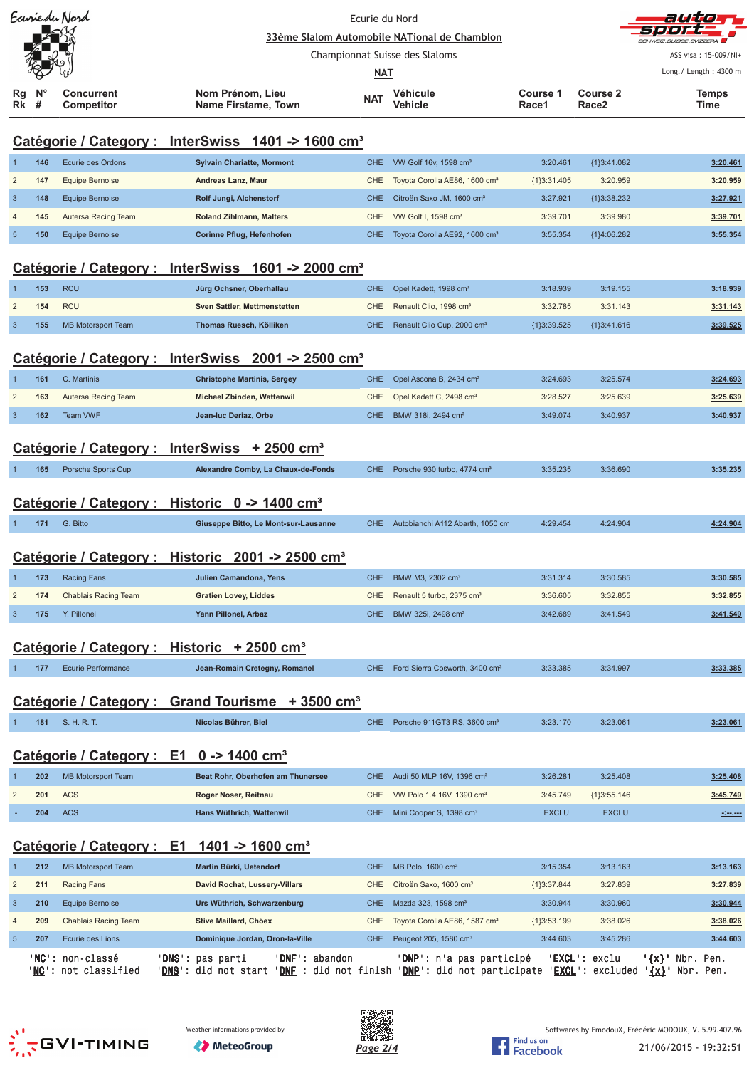Ecurie du Nord

33ème Slalom Automobile NATional de Chamblon

Championnat Suisse des Slaloms

NAT

ASS visa : 15-009/NI+

Long./ Length : 4300 m

## Catégorie / Category : InterSwiss 1401 -> 1600 cm³

| Rg Rk | N° # | Concurrent Competitor | Nom Prénom, Lieu Name Firstame, Town | NAT | Véhicule Vehicle | Course 1 Race1 | Course 2 Race2 | Temps Time |
|---|---|---|---|---|---|---|---|---|
| 1 | 146 | Ecurie des Ordons | Sylvain Chariatte, Mormont | CHE | VW Golf 16v, 1598 cm³ | 3:20.461 | {1}3:41.082 | 3:20.461 |
| 2 | 147 | Equipe Bernoise | Andreas Lanz, Maur | CHE | Toyota Corolla AE86, 1600 cm³ | {1}3:31.405 | 3:20.959 | 3:20.959 |
| 3 | 148 | Equipe Bernoise | Rolf Jungi, Alchenstorf | CHE | Citroën Saxo JM, 1600 cm³ | 3:27.921 | {1}3:38.232 | 3:27.921 |
| 4 | 145 | Autersa Racing Team | Roland Zihlmann, Malters | CHE | VW Golf I, 1598 cm³ | 3:39.701 | 3:39.980 | 3:39.701 |
| 5 | 150 | Equipe Bernoise | Corinne Pflug, Hefenhofen | CHE | Toyota Corolla AE92, 1600 cm³ | 3:55.354 | {1}4:06.282 | 3:55.354 |

## Catégorie / Category : InterSwiss 1601 -> 2000 cm³

| Rg Rk | N° # | Concurrent Competitor | Nom Prénom, Lieu Name Firstame, Town | NAT | Véhicule Vehicle | Course 1 Race1 | Course 2 Race2 | Temps Time |
|---|---|---|---|---|---|---|---|---|
| 1 | 153 | RCU | Jürg Ochsner, Oberhallau | CHE | Opel Kadett, 1998 cm³ | 3:18.939 | 3:19.155 | 3:18.939 |
| 2 | 154 | RCU | Sven Sattler, Mettmenstetten | CHE | Renault Clio, 1998 cm³ | 3:32.785 | 3:31.143 | 3:31.143 |
| 3 | 155 | MB Motorsport Team | Thomas Ruesch, Kölliken | CHE | Renault Clio Cup, 2000 cm³ | {1}3:39.525 | {1}3:41.616 | 3:39.525 |

## Catégorie / Category : InterSwiss 2001 -> 2500 cm³

| Rg Rk | N° # | Concurrent Competitor | Nom Prénom, Lieu Name Firstame, Town | NAT | Véhicule Vehicle | Course 1 Race1 | Course 2 Race2 | Temps Time |
|---|---|---|---|---|---|---|---|---|
| 1 | 161 | C. Martinis | Christophe Martinis, Sergey | CHE | Opel Ascona B, 2434 cm³ | 3:24.693 | 3:25.574 | 3:24.693 |
| 2 | 163 | Autersa Racing Team | Michael Zbinden, Wattenwil | CHE | Opel Kadett C, 2498 cm³ | 3:28.527 | 3:25.639 | 3:25.639 |
| 3 | 162 | Team VWF | Jean-luc Deriaz, Orbe | CHE | BMW 318i, 2494 cm³ | 3:49.074 | 3:40.937 | 3:40.937 |

## Catégorie / Category : InterSwiss + 2500 cm³

| Rg Rk | N° # | Concurrent Competitor | Nom Prénom, Lieu Name Firstame, Town | NAT | Véhicule Vehicle | Course 1 Race1 | Course 2 Race2 | Temps Time |
|---|---|---|---|---|---|---|---|---|
| 1 | 165 | Porsche Sports Cup | Alexandre Comby, La Chaux-de-Fonds | CHE | Porsche 930 turbo, 4774 cm³ | 3:35.235 | 3:36.690 | 3:35.235 |

## Catégorie / Category : Historic 0 -> 1400 cm³

| Rg Rk | N° # | Concurrent Competitor | Nom Prénom, Lieu Name Firstame, Town | NAT | Véhicule Vehicle | Course 1 Race1 | Course 2 Race2 | Temps Time |
|---|---|---|---|---|---|---|---|---|
| 1 | 171 | G. Bitto | Giuseppe Bitto, Le Mont-sur-Lausanne | CHE | Autobianchi A112 Abarth, 1050 cm | 4:29.454 | 4:24.904 | 4:24.904 |

## Catégorie / Category : Historic 2001 -> 2500 cm³

| Rg Rk | N° # | Concurrent Competitor | Nom Prénom, Lieu Name Firstame, Town | NAT | Véhicule Vehicle | Course 1 Race1 | Course 2 Race2 | Temps Time |
|---|---|---|---|---|---|---|---|---|
| 1 | 173 | Racing Fans | Julien Camandona, Yens | CHE | BMW M3, 2302 cm³ | 3:31.314 | 3:30.585 | 3:30.585 |
| 2 | 174 | Chablais Racing Team | Gratien Lovey, Liddes | CHE | Renault 5 turbo, 2375 cm³ | 3:36.605 | 3:32.855 | 3:32.855 |
| 3 | 175 | Y. Pillonel | Yann Pillonel, Arbaz | CHE | BMW 325i, 2498 cm³ | 3:42.689 | 3:41.549 | 3:41.549 |

## Catégorie / Category : Historic + 2500 cm³

| Rg Rk | N° # | Concurrent Competitor | Nom Prénom, Lieu Name Firstame, Town | NAT | Véhicule Vehicle | Course 1 Race1 | Course 2 Race2 | Temps Time |
|---|---|---|---|---|---|---|---|---|
| 1 | 177 | Ecurie Performance | Jean-Romain Cretegny, Romanel | CHE | Ford Sierra Cosworth, 3400 cm³ | 3:33.385 | 3:34.997 | 3:33.385 |

## Catégorie / Category : Grand Tourisme + 3500 cm³

| Rg Rk | N° # | Concurrent Competitor | Nom Prénom, Lieu Name Firstame, Town | NAT | Véhicule Vehicle | Course 1 Race1 | Course 2 Race2 | Temps Time |
|---|---|---|---|---|---|---|---|---|
| 1 | 181 | S. H. R. T. | Nicolas Bühler, Biel | CHE | Porsche 911GT3 RS, 3600 cm³ | 3:23.170 | 3:23.061 | 3:23.061 |

## Catégorie / Category : E1 0 -> 1400 cm³

| Rg Rk | N° # | Concurrent Competitor | Nom Prénom, Lieu Name Firstame, Town | NAT | Véhicule Vehicle | Course 1 Race1 | Course 2 Race2 | Temps Time |
|---|---|---|---|---|---|---|---|---|
| 1 | 202 | MB Motorsport Team | Beat Rohr, Oberhofen am Thunersee | CHE | Audi 50 MLP 16V, 1396 cm³ | 3:26.281 | 3:25.408 | 3:25.408 |
| 2 | 201 | ACS | Roger Noser, Reitnau | CHE | VW Polo 1.4 16V, 1390 cm³ | 3:45.749 | {1}3:55.146 | 3:45.749 |
| - | 204 | ACS | Hans Wüthrich, Wattenwil | CHE | Mini Cooper S, 1398 cm³ | EXCLU | EXCLU | -:--.--- |

## Catégorie / Category : E1 1401 -> 1600 cm³

| Rg Rk | N° # | Concurrent Competitor | Nom Prénom, Lieu Name Firstame, Town | NAT | Véhicule Vehicle | Course 1 Race1 | Course 2 Race2 | Temps Time |
|---|---|---|---|---|---|---|---|---|
| 1 | 212 | MB Motorsport Team | Martin Bürki, Uetendorf | CHE | MB Polo, 1600 cm³ | 3:15.354 | 3:13.163 | 3:13.163 |
| 2 | 211 | Racing Fans | David Rochat, Lussery-Villars | CHE | Citroën Saxo, 1600 cm³ | {1}3:37.844 | 3:27.839 | 3:27.839 |
| 3 | 210 | Equipe Bernoise | Urs Wüthrich, Schwarzenburg | CHE | Mazda 323, 1598 cm³ | 3:30.944 | 3:30.960 | 3:30.944 |
| 4 | 209 | Chablais Racing Team | Stive Maillard, Chöex | CHE | Toyota Corolla AE86, 1587 cm³ | {1}3:53.199 | 3:38.026 | 3:38.026 |
| 5 | 207 | Ecurie des Lions | Dominique Jordan, Oron-la-Ville | CHE | Peugeot 205, 1580 cm³ | 3:44.603 | 3:45.286 | 3:44.603 |

'NC': non-classé / not classified — 'DNS': pas parti / did not start — 'DNF': abandon / did not finish — 'DNP': n'a pas participé / did not participate — 'EXCL': exclu / excluded — '{x}' Nbr. Pen.

Weather informations provided by MeteoGroup

Softwares by FmodouX, Frédéric MODOUX, V. 5.99.407.96

21/06/2015 - 19:32:51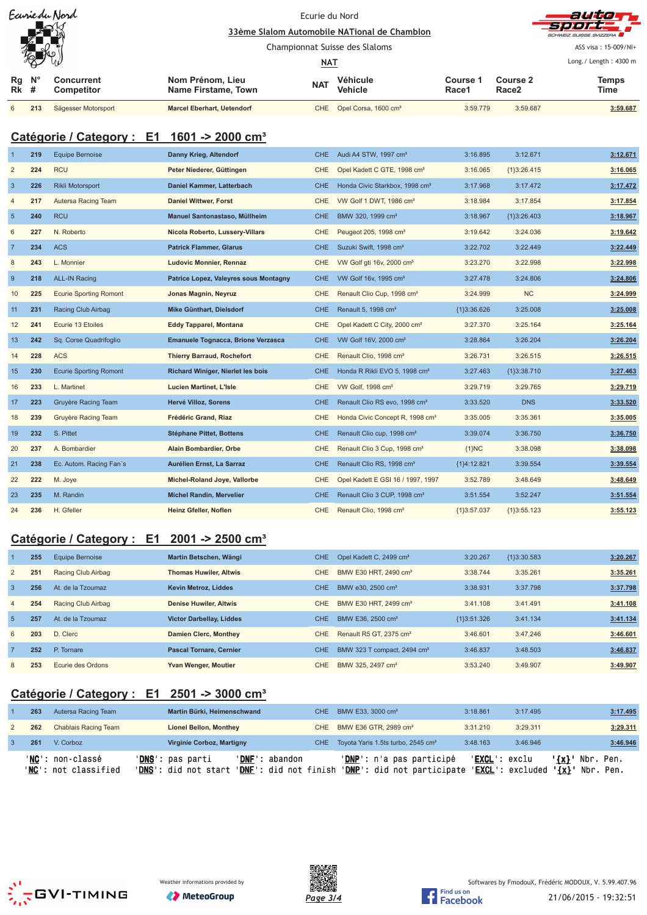| Rg Rk | N° # | Concurrent Competitor | Nom Prénom, Lieu Name Firstame, Town | NAT | Véhicule Vehicle | Course 1 Race1 | Course 2 Race2 | Temps Time |
|---|---|---|---|---|---|---|---|---|
| 6 | 213 | Sägesser Motorsport | Marcel Eberhart, Uetendorf | CHE | Opel Corsa, 1600 cm³ | 3:59.779 | 3:59.687 | 3:59.687 |

## Catégorie / Category : E1 1601 -> 2000 cm³

| Rg Rk | N° # | Concurrent Competitor | Nom Prénom, Lieu Name Firstame, Town | NAT | Véhicule Vehicle | Course 1 Race1 | Course 2 Race2 | Temps Time |
|---|---|---|---|---|---|---|---|---|
| 1 | 219 | Equipe Bernoise | Danny Krieg, Altendorf | CHE | Audi A4 STW, 1997 cm³ | 3:16.895 | 3:12.671 | 3:12.671 |
| 2 | 224 | RCU | Peter Niederer, Güttingen | CHE | Opel Kadett C GTE, 1998 cm³ | 3:16.065 | {1}3:26.415 | 3:16.065 |
| 3 | 226 | Rikli Motorsport | Daniel Kammer, Latterbach | CHE | Honda Civic Starkbox, 1998 cm³ | 3:17.968 | 3:17.472 | 3:17.472 |
| 4 | 217 | Autersa Racing Team | Daniel Wittwer, Forst | CHE | VW Golf 1 DWT, 1986 cm³ | 3:18.984 | 3:17.854 | 3:17.854 |
| 5 | 240 | RCU | Manuel Santonastaso, Müllheim | CHE | BMW 320, 1999 cm³ | 3:18.967 | {1}3:26.403 | 3:18.967 |
| 6 | 227 | N. Roberto | Nicola Roberto, Lussery-Villars | CHE | Peugeot 205, 1998 cm³ | 3:19.642 | 3:24.036 | 3:19.642 |
| 7 | 234 | ACS | Patrick Flammer, Glarus | CHE | Suzuki Swift, 1998 cm³ | 3:22.702 | 3:22.449 | 3:22.449 |
| 8 | 243 | L. Monnier | Ludovic Monnier, Rennaz | CHE | VW Golf gti 16v, 2000 cm³ | 3:23.270 | 3:22.998 | 3:22.998 |
| 9 | 218 | ALL-IN Racing | Patrice Lopez, Valeyres sous Montagny | CHE | VW Golf 16v, 1995 cm³ | 3:27.478 | 3:24.806 | 3:24.806 |
| 10 | 225 | Ecurie Sporting Romont | Jonas Magnin, Neyruz | CHE | Renault Clio Cup, 1998 cm³ | 3:24.999 | NC | 3:24.999 |
| 11 | 231 | Racing Club Airbag | Mike Günthart, Dielsdorf | CHE | Renault 5, 1998 cm³ | {1}3:36.626 | 3:25.008 | 3:25.008 |
| 12 | 241 | Ecurie 13 Etoiles | Eddy Tapparel, Montana | CHE | Opel Kadett C City, 2000 cm³ | 3:27.370 | 3:25.164 | 3:25.164 |
| 13 | 242 | Sq. Corse Quadrifoglio | Emanuele Tognacca, Brione Verzasca | CHE | VW Golf 16V, 2000 cm³ | 3:28.864 | 3:26.204 | 3:26.204 |
| 14 | 228 | ACS | Thierry Barraud, Rochefort | CHE | Renault Clio, 1998 cm³ | 3:26.731 | 3:26.515 | 3:26.515 |
| 15 | 230 | Ecurie Sporting Romont | Richard Winiger, Nierlet les bois | CHE | Honda R Rikli EVO 5, 1998 cm³ | 3:27.463 | {1}3:38.710 | 3:27.463 |
| 16 | 233 | L. Martinet | Lucien Martinet, L'Isle | CHE | VW Golf, 1998 cm³ | 3:29.719 | 3:29.765 | 3:29.719 |
| 17 | 223 | Gruyère Racing Team | Hervé Villoz, Sorens | CHE | Renault Clio RS evo, 1998 cm³ | 3:33.520 | DNS | 3:33.520 |
| 18 | 239 | Gruyère Racing Team | Frédéric Grand, Riaz | CHE | Honda Civic Concept R, 1998 cm³ | 3:35.005 | 3:35.361 | 3:35.005 |
| 19 | 232 | S. Pittet | Stéphane Pittet, Bottens | CHE | Renault Clio cup, 1998 cm³ | 3:39.074 | 3:36.750 | 3:36.750 |
| 20 | 237 | A. Bombardier | Alain Bombardier, Orbe | CHE | Renault Clio 3 Cup, 1998 cm³ | {1}NC | 3:38.098 | 3:38.098 |
| 21 | 238 | Ec. Autom. Racing Fan´s | Aurélien Ernst, La Sarraz | CHE | Renault Clio RS, 1998 cm³ | {1}4:12.821 | 3:39.554 | 3:39.554 |
| 22 | 222 | M. Joye | Michel-Roland Joye, Vallorbe | CHE | Opel Kadett E GSI 16 / 1997, 1997 | 3:52.789 | 3:48.649 | 3:48.649 |
| 23 | 235 | M. Randin | Michel Randin, Mervelier | CHE | Renault Clio 3 CUP, 1998 cm³ | 3:51.554 | 3:52.247 | 3:51.554 |
| 24 | 236 | H. Gfeller | Heinz Gfeller, Noflen | CHE | Renault Clio, 1998 cm³ | {1}3:57.037 | {1}3:55.123 | 3:55.123 |

## Catégorie / Category : E1 2001 -> 2500 cm³

| Rg Rk | N° # | Concurrent Competitor | Nom Prénom, Lieu Name Firstame, Town | NAT | Véhicule Vehicle | Course 1 Race1 | Course 2 Race2 | Temps Time |
|---|---|---|---|---|---|---|---|---|
| 1 | 255 | Equipe Bernoise | Martin Betschen, Wängi | CHE | Opel Kadett C, 2499 cm³ | 3:20.267 | {1}3:30.583 | 3:20.267 |
| 2 | 251 | Racing Club Airbag | Thomas Huwiler, Altwis | CHE | BMW E30 HRT, 2490 cm³ | 3:38.744 | 3:35.261 | 3:35.261 |
| 3 | 256 | At. de la Tzoumaz | Kevin Metroz, Liddes | CHE | BMW e30, 2500 cm³ | 3:38.931 | 3:37.798 | 3:37.798 |
| 4 | 254 | Racing Club Airbag | Denise Huwiler, Altwis | CHE | BMW E30 HRT, 2499 cm³ | 3:41.108 | 3:41.491 | 3:41.108 |
| 5 | 257 | At. de la Tzoumaz | Victor Darbellay, Liddes | CHE | BMW E36, 2500 cm³ | {1}3:51.326 | 3:41.134 | 3:41.134 |
| 6 | 203 | D. Clerc | Damien Clerc, Monthey | CHE | Renault R5 GT, 2375 cm³ | 3:46.601 | 3:47.246 | 3:46.601 |
| 7 | 252 | P. Tornare | Pascal Tornare, Cernier | CHE | BMW 323 T compact, 2494 cm³ | 3:46.837 | 3:48.503 | 3:46.837 |
| 8 | 253 | Ecurie des Ordons | Yvan Wenger, Moutier | CHE | BMW 325, 2497 cm³ | 3:53.240 | 3:49.907 | 3:49.907 |

## Catégorie / Category : E1 2501 -> 3000 cm³

| Rg Rk | N° # | Concurrent Competitor | Nom Prénom, Lieu Name Firstame, Town | NAT | Véhicule Vehicle | Course 1 Race1 | Course 2 Race2 | Temps Time |
|---|---|---|---|---|---|---|---|---|
| 1 | 263 | Autersa Racing Team | Martin Bürki, Heimenschwand | CHE | BMW E33, 3000 cm³ | 3:18.861 | 3:17.495 | 3:17.495 |
| 2 | 262 | Chablais Racing Team | Lionel Bellon, Monthey | CHE | BMW E36 GTR, 2989 cm³ | 3:31.210 | 3:29.311 | 3:29.311 |
| 3 | 261 | V. Corboz | Virginie Corboz, Martigny | CHE | Toyota Yaris 1.5ts turbo, 2545 cm³ | 3:48.163 | 3:46.946 | 3:46.946 |

'NC': non-classé / 'NC': not classified — 'DNS': pas parti / 'DNS': did not start — 'DNF': abandon / 'DNF': did not finish — 'DNP': n'a pas participé / 'DNP': did not participate — 'EXCL': exclu / 'EXCL': excluded — '{x}' Nbr. Pen.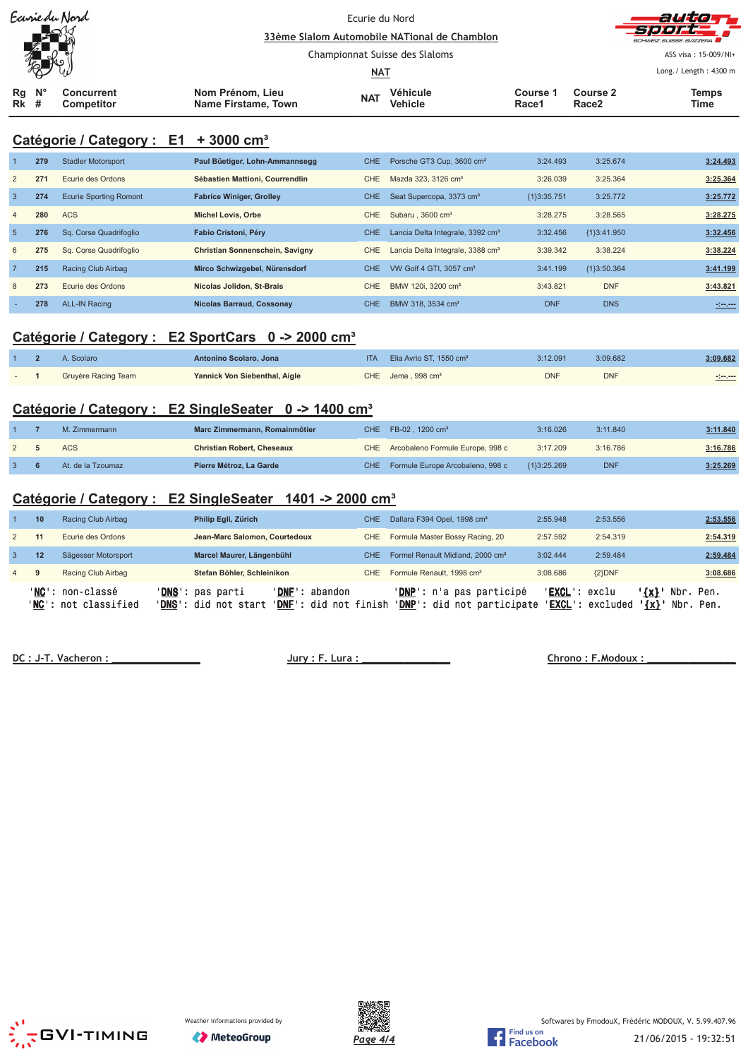Ecurie du Nord

**33ème Slalom Automobile NATional de Chamblon**

Championnat Suisse des Slaloms

**NAT**

ASS visa : 15-009/NI+

Long./ Length : 4300 m

## Catégorie / Category : E1 + 3000 cm³

| Rg Rk | N° # | Concurrent Competitor | Nom Prénom, Lieu Name Firstame, Town | NAT | Véhicule Vehicle | Course 1 Race1 | Course 2 Race2 | Temps Time |
|---|---|---|---|---|---|---|---|---|
| 1 | 279 | Stadler Motorsport | **Paul Büetiger, Lohn-Ammannsegg** | CHE | Porsche GT3 Cup, 3600 cm³ | 3:24.493 | 3:25.674 | **3:24.493** |
| 2 | 271 | Ecurie des Ordons | **Sébastien Mattioni, Courrendlin** | CHE | Mazda 323, 3126 cm³ | 3:26.039 | 3:25.364 | **3:25.364** |
| 3 | 274 | Ecurie Sporting Romont | **Fabrice Winiger, Grolley** | CHE | Seat Supercopa, 3373 cm³ | {1}3:35.751 | 3:25.772 | **3:25.772** |
| 4 | 280 | ACS | **Michel Lovis, Orbe** | CHE | Subaru , 3600 cm³ | 3:28.275 | 3:28.565 | **3:28.275** |
| 5 | 276 | Sq. Corse Quadrifoglio | **Fabio Cristoni, Péry** | CHE | Lancia Delta Integrale, 3392 cm³ | 3:32.456 | {1}3:41.950 | **3:32.456** |
| 6 | 275 | Sq. Corse Quadrifoglio | **Christian Sonnenschein, Savigny** | CHE | Lancia Delta Integrale, 3388 cm³ | 3:39.342 | 3:38.224 | **3:38.224** |
| 7 | 215 | Racing Club Airbag | **Mirco Schwizgebel, Nürensdorf** | CHE | VW Golf 4 GTI, 3057 cm³ | 3:41.199 | {1}3:50.364 | **3:41.199** |
| 8 | 273 | Ecurie des Ordons | **Nicolas Jolidon, St-Brais** | CHE | BMW 120i, 3200 cm³ | 3:43.821 | DNF | **3:43.821** |
| - | 278 | ALL-IN Racing | **Nicolas Barraud, Cossonay** | CHE | BMW 318, 3534 cm³ | DNF | DNS | **-:--.---** |

## Catégorie / Category : E2 SportCars 0 -> 2000 cm³

| Rg Rk | N° # | Concurrent Competitor | Nom Prénom, Lieu Name Firstame, Town | NAT | Véhicule Vehicle | Course 1 Race1 | Course 2 Race2 | Temps Time |
|---|---|---|---|---|---|---|---|---|
| 1 | 2 | A. Scolaro | **Antonino Scolaro, Jona** | ITA | Elia Avrio ST, 1550 cm³ | 3:12.091 | 3:09.682 | **3:09.682** |
| - | 1 | Gruyère Racing Team | **Yannick Von Siebenthal, Aigle** | CHE | Jema , 998 cm³ | DNF | DNF | **-:--.---** |

## Catégorie / Category : E2 SingleSeater 0 -> 1400 cm³

| Rg Rk | N° # | Concurrent Competitor | Nom Prénom, Lieu Name Firstame, Town | NAT | Véhicule Vehicle | Course 1 Race1 | Course 2 Race2 | Temps Time |
|---|---|---|---|---|---|---|---|---|
| 1 | 7 | M. Zimmermann | **Marc Zimmermann, Romainmôtier** | CHE | FB-02 , 1200 cm³ | 3:16.026 | 3:11.840 | **3:11.840** |
| 2 | 5 | ACS | **Christian Robert, Cheseaux** | CHE | Arcobaleno Formule Europe, 998 c | 3:17.209 | 3:16.786 | **3:16.786** |
| 3 | 6 | At. de la Tzoumaz | **Pierre Métroz, La Garde** | CHE | Formule Europe Arcobaleno, 998 c | {1}3:25.269 | DNF | **3:25.269** |

## Catégorie / Category : E2 SingleSeater 1401 -> 2000 cm³

| Rg Rk | N° # | Concurrent Competitor | Nom Prénom, Lieu Name Firstame, Town | NAT | Véhicule Vehicle | Course 1 Race1 | Course 2 Race2 | Temps Time |
|---|---|---|---|---|---|---|---|---|
| 1 | 10 | Racing Club Airbag | **Philip Egli, Zürich** | CHE | Dallara F394 Opel, 1998 cm³ | 2:55.948 | 2:53.556 | **2:53.556** |
| 2 | 11 | Ecurie des Ordons | **Jean-Marc Salomon, Courtedoux** | CHE | Formula Master Bossy Racing, 20 | 2:57.592 | 2:54.319 | **2:54.319** |
| 3 | 12 | Sägesser Motorsport | **Marcel Maurer, Längenbühl** | CHE | Formel Renault Midland, 2000 cm³ | 3:02.444 | 2:59.484 | **2:59.484** |
| 4 | 9 | Racing Club Airbag | **Stefan Böhler, Schleinikon** | CHE | Formule Renault, 1998 cm³ | 3:08.686 | {2}DNF | **3:08.686** |

'**NC**': non-classé '**DNS**': pas parti '**DNF**': abandon '**DNP**': n'a pas participé '**EXCL**': exclu '**{x}**' Nbr. Pen.
'**NC**': not classified '**DNS**': did not start '**DNF**': did not finish '**DNP**': did not participate '**EXCL**': excluded '**{x}**' Nbr. Pen.

DC : J-T. Vacheron : _______________ Jury : F. Lura : _______________ Chrono : F.Modoux : _______________

Weather informations provided by MeteoGroup

Softwares by FmodouX, Frédéric MODOUX, V. 5.99.407.96

21/06/2015 - 19:32:51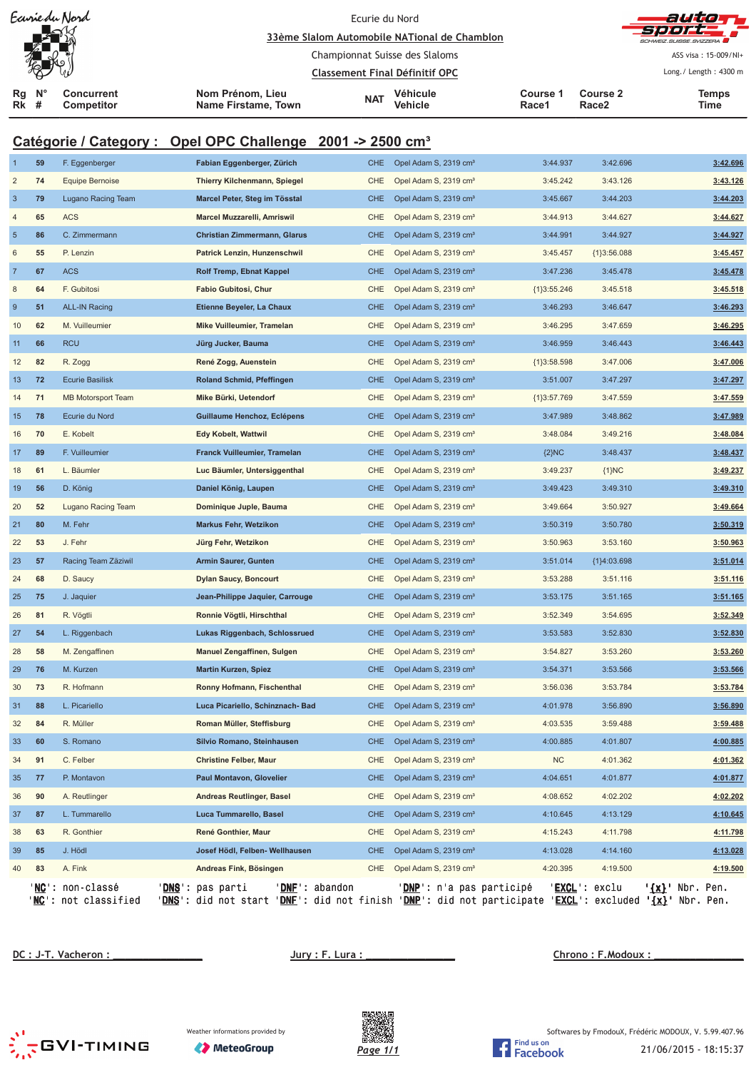Ecurie du Nord

33ème Slalom Automobile NATional de Chamblon

Championnat Suisse des Slaloms

Classement Final Définitif OPC

ASS visa : 15-009/NI+

Long./ Length : 4300 m

## Catégorie / Category : Opel OPC Challenge 2001 -> 2500 cm³

| Rg Rk | N° # | Concurrent Competitor | Nom Prénom, Lieu Name Firstame, Town | NAT | Véhicule Vehicle | Course 1 Race1 | Course 2 Race2 | Temps Time |
|---|---|---|---|---|---|---|---|---|
| 1 | 59 | F. Eggenberger | Fabian Eggenberger, Zürich | CHE | Opel Adam S, 2319 cm³ | 3:44.937 | 3:42.696 | 3:42.696 |
| 2 | 74 | Equipe Bernoise | Thierry Kilchenmann, Spiegel | CHE | Opel Adam S, 2319 cm³ | 3:45.242 | 3:43.126 | 3:43.126 |
| 3 | 79 | Lugano Racing Team | Marcel Peter, Steg im Tösstal | CHE | Opel Adam S, 2319 cm³ | 3:45.667 | 3:44.203 | 3:44.203 |
| 4 | 65 | ACS | Marcel Muzzarelli, Amriswil | CHE | Opel Adam S, 2319 cm³ | 3:44.913 | 3:44.627 | 3:44.627 |
| 5 | 86 | C. Zimmermann | Christian Zimmermann, Glarus | CHE | Opel Adam S, 2319 cm³ | 3:44.991 | 3:44.927 | 3:44.927 |
| 6 | 55 | P. Lenzin | Patrick Lenzin, Hunzenschwil | CHE | Opel Adam S, 2319 cm³ | 3:45.457 | {1}3:56.088 | 3:45.457 |
| 7 | 67 | ACS | Rolf Tremp, Ebnat Kappel | CHE | Opel Adam S, 2319 cm³ | 3:47.236 | 3:45.478 | 3:45.478 |
| 8 | 64 | F. Gubitosi | Fabio Gubitosi, Chur | CHE | Opel Adam S, 2319 cm³ | {1}3:55.246 | 3:45.518 | 3:45.518 |
| 9 | 51 | ALL-IN Racing | Etienne Beyeler, La Chaux | CHE | Opel Adam S, 2319 cm³ | 3:46.293 | 3:46.647 | 3:46.293 |
| 10 | 62 | M. Vuilleumier | Mike Vuilleumier, Tramelan | CHE | Opel Adam S, 2319 cm³ | 3:46.295 | 3:47.659 | 3:46.295 |
| 11 | 66 | RCU | Jürg Jucker, Bauma | CHE | Opel Adam S, 2319 cm³ | 3:46.959 | 3:46.443 | 3:46.443 |
| 12 | 82 | R. Zogg | René Zogg, Auenstein | CHE | Opel Adam S, 2319 cm³ | {1}3:58.598 | 3:47.006 | 3:47.006 |
| 13 | 72 | Ecurie Basilisk | Roland Schmid, Pfeffingen | CHE | Opel Adam S, 2319 cm³ | 3:51.007 | 3:47.297 | 3:47.297 |
| 14 | 71 | MB Motorsport Team | Mike Bürki, Uetendorf | CHE | Opel Adam S, 2319 cm³ | {1}3:57.769 | 3:47.559 | 3:47.559 |
| 15 | 78 | Ecurie du Nord | Guillaume Henchoz, Eclépens | CHE | Opel Adam S, 2319 cm³ | 3:47.989 | 3:48.862 | 3:47.989 |
| 16 | 70 | E. Kobelt | Edy Kobelt, Wattwil | CHE | Opel Adam S, 2319 cm³ | 3:48.084 | 3:49.216 | 3:48.084 |
| 17 | 89 | F. Vuilleumier | Franck Vuilleumier, Tramelan | CHE | Opel Adam S, 2319 cm³ | {2}NC | 3:48.437 | 3:48.437 |
| 18 | 61 | L. Bäumler | Luc Bäumler, Untersiggenthal | CHE | Opel Adam S, 2319 cm³ | 3:49.237 | {1}NC | 3:49.237 |
| 19 | 56 | D. König | Daniel König, Laupen | CHE | Opel Adam S, 2319 cm³ | 3:49.423 | 3:49.310 | 3:49.310 |
| 20 | 52 | Lugano Racing Team | Dominique Juple, Bauma | CHE | Opel Adam S, 2319 cm³ | 3:49.664 | 3:50.927 | 3:49.664 |
| 21 | 80 | M. Fehr | Markus Fehr, Wetzikon | CHE | Opel Adam S, 2319 cm³ | 3:50.319 | 3:50.780 | 3:50.319 |
| 22 | 53 | J. Fehr | Jürg Fehr, Wetzikon | CHE | Opel Adam S, 2319 cm³ | 3:50.963 | 3:53.160 | 3:50.963 |
| 23 | 57 | Racing Team Zäziwil | Armin Saurer, Gunten | CHE | Opel Adam S, 2319 cm³ | 3:51.014 | {1}4:03.698 | 3:51.014 |
| 24 | 68 | D. Saucy | Dylan Saucy, Boncourt | CHE | Opel Adam S, 2319 cm³ | 3:53.288 | 3:51.116 | 3:51.116 |
| 25 | 75 | J. Jaquier | Jean-Philippe Jaquier, Carrouge | CHE | Opel Adam S, 2319 cm³ | 3:53.175 | 3:51.165 | 3:51.165 |
| 26 | 81 | R. Vögtli | Ronnie Vögtli, Hirschthal | CHE | Opel Adam S, 2319 cm³ | 3:52.349 | 3:54.695 | 3:52.349 |
| 27 | 54 | L. Riggenbach | Lukas Riggenbach, Schlossrued | CHE | Opel Adam S, 2319 cm³ | 3:53.583 | 3:52.830 | 3:52.830 |
| 28 | 58 | M. Zengaffinen | Manuel Zengaffinen, Sulgen | CHE | Opel Adam S, 2319 cm³ | 3:54.827 | 3:53.260 | 3:53.260 |
| 29 | 76 | M. Kurzen | Martin Kurzen, Spiez | CHE | Opel Adam S, 2319 cm³ | 3:54.371 | 3:53.566 | 3:53.566 |
| 30 | 73 | R. Hofmann | Ronny Hofmann, Fischenthal | CHE | Opel Adam S, 2319 cm³ | 3:56.036 | 3:53.784 | 3:53.784 |
| 31 | 88 | L. Picariello | Luca Picariello, Schinznach- Bad | CHE | Opel Adam S, 2319 cm³ | 4:01.978 | 3:56.890 | 3:56.890 |
| 32 | 84 | R. Müller | Roman Müller, Steffisburg | CHE | Opel Adam S, 2319 cm³ | 4:03.535 | 3:59.488 | 3:59.488 |
| 33 | 60 | S. Romano | Silvio Romano, Steinhausen | CHE | Opel Adam S, 2319 cm³ | 4:00.885 | 4:01.807 | 4:00.885 |
| 34 | 91 | C. Felber | Christine Felber, Maur | CHE | Opel Adam S, 2319 cm³ | NC | 4:01.362 | 4:01.362 |
| 35 | 77 | P. Montavon | Paul Montavon, Glovelier | CHE | Opel Adam S, 2319 cm³ | 4:04.651 | 4:01.877 | 4:01.877 |
| 36 | 90 | A. Reutlinger | Andreas Reutlinger, Basel | CHE | Opel Adam S, 2319 cm³ | 4:08.652 | 4:02.202 | 4:02.202 |
| 37 | 87 | L. Tummarello | Luca Tummarello, Basel | CHE | Opel Adam S, 2319 cm³ | 4:10.645 | 4:13.129 | 4:10.645 |
| 38 | 63 | R. Gonthier | René Gonthier, Maur | CHE | Opel Adam S, 2319 cm³ | 4:15.243 | 4:11.798 | 4:11.798 |
| 39 | 85 | J. Hödl | Josef Hödl, Felben- Wellhausen | CHE | Opel Adam S, 2319 cm³ | 4:13.028 | 4:14.160 | 4:13.028 |
| 40 | 83 | A. Fink | Andreas Fink, Bösingen | CHE | Opel Adam S, 2319 cm³ | 4:20.395 | 4:19.500 | 4:19.500 |

'NC': non-classé 'DNS': pas parti 'DNF': abandon 'DNP': n'a pas participé 'EXCL': exclu '{x}' Nbr. Pen.
'NC': not classified 'DNS': did not start 'DNF': did not finish 'DNP': did not participate 'EXCL': excluded '{x}' Nbr. Pen.

DC : J-T. Vacheron : ______________ Jury : F. Lura : ______________ Chrono : F.Modoux : ______________

Weather informations provided by MeteoGroup

Softwares by FmodouX, Frédéric MODOUX, V. 5.99.407.96

21/06/2015 - 18:15:37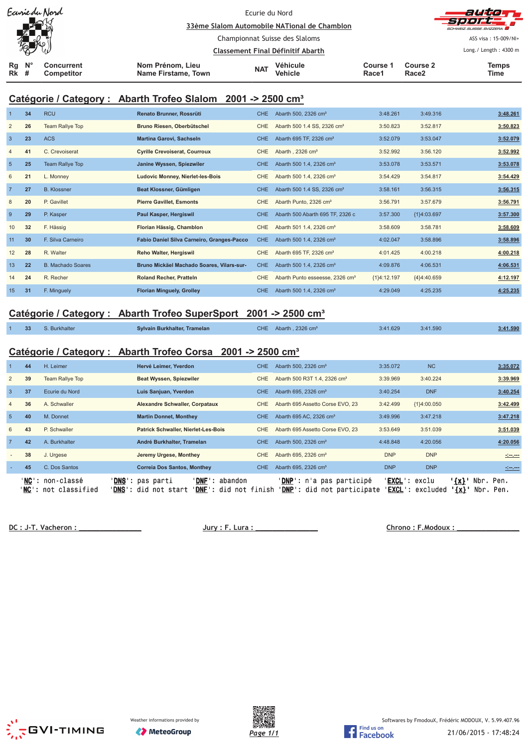Ecurie du Nord

**33ème Slalom Automobile NATional de Chamblon**

Championnat Suisse des Slaloms

**Classement Final Définitif Abarth**

ASS visa : 15-009/NI+

Long./ Length : 4300 m

## Catégorie / Category : Abarth Trofeo Slalom 2001 -> 2500 cm³

| Rg Rk | N° # | Concurrent Competitor | Nom Prénom, Lieu Name Firstame, Town | NAT | Véhicule Vehicle | Course 1 Race1 | Course 2 Race2 | Temps Time |
|---|---|---|---|---|---|---|---|---|
| 1 | 34 | RCU | **Renato Brunner, Rossrüti** | CHE | Abarth 500, 2326 cm³ | 3:48.261 | 3:49.316 | **3:48.261** |
| 2 | 26 | Team Rallye Top | **Bruno Riesen, Oberbütschel** | CHE | Abarth 500 1.4 SS, 2326 cm³ | 3:50.823 | 3:52.817 | **3:50.823** |
| 3 | 23 | ACS | **Martina Garovi, Sachseln** | CHE | Abarth 695 TF, 2326 cm³ | 3:52.079 | 3:53.047 | **3:52.079** |
| 4 | 41 | C. Crevoiserat | **Cyrille Crevoiserat, Courroux** | CHE | Abarth , 2326 cm³ | 3:52.992 | 3:56.120 | **3:52.992** |
| 5 | 25 | Team Rallye Top | **Janine Wyssen, Spiezwiler** | CHE | Abarth 500 1.4, 2326 cm³ | 3:53.078 | 3:53.571 | **3:53.078** |
| 6 | 21 | L. Monney | **Ludovic Monney, Nierlet-les-Bois** | CHE | Abarth 500 1.4, 2326 cm³ | 3:54.429 | 3:54.817 | **3:54.429** |
| 7 | 27 | B. Klossner | **Beat Klossner, Gümligen** | CHE | Abarth 500 1.4 SS, 2326 cm³ | 3:58.161 | 3:56.315 | **3:56.315** |
| 8 | 20 | P. Gavillet | **Pierre Gavillet, Esmonts** | CHE | Abarth Punto, 2326 cm³ | 3:56.791 | 3:57.679 | **3:56.791** |
| 9 | 29 | P. Kasper | **Paul Kasper, Hergiswil** | CHE | Abarth 500 Abarth 695 TF, 2326 c | 3:57.300 | {1}4:03.697 | **3:57.300** |
| 10 | 32 | F. Hässig | **Florian Hässig, Chamblon** | CHE | Abarth 501 1.4, 2326 cm³ | 3:58.609 | 3:58.781 | **3:58.609** |
| 11 | 30 | F. Silva Carneiro | **Fabio Daniel Silva Carneiro, Granges-Pacco** | CHE | Abarth 500 1.4, 2326 cm³ | 4:02.047 | 3:58.896 | **3:58.896** |
| 12 | 28 | R. Walter | **Reho Walter, Hergiswil** | CHE | Abarth 695 TF, 2326 cm³ | 4:01.425 | 4:00.218 | **4:00.218** |
| 13 | 22 | B. Machado Soares | **Bruno Mickäel Machado Soares, Vilars-sur-** | CHE | Abarth 500 1.4, 2326 cm³ | 4:09.876 | 4:06.531 | **4:06.531** |
| 14 | 24 | R. Recher | **Roland Recher, Pratteln** | CHE | Abarth Punto esseesse, 2326 cm³ | {1}4:12.197 | {4}4:40.659 | **4:12.197** |
| 15 | 31 | F. Minguely | **Florian Minguely, Grolley** | CHE | Abarth 500 1.4, 2326 cm³ | 4:29.049 | 4:25.235 | **4:25.235** |

## Catégorie / Category : Abarth Trofeo SuperSport 2001 -> 2500 cm³

| Rg Rk | N° # | Concurrent Competitor | Nom Prénom, Lieu Name Firstame, Town | NAT | Véhicule Vehicle | Course 1 Race1 | Course 2 Race2 | Temps Time |
|---|---|---|---|---|---|---|---|---|
| 1 | 33 | S. Burkhalter | **Sylvain Burkhalter, Tramelan** | CHE | Abarth , 2326 cm³ | 3:41.629 | 3:41.590 | **3:41.590** |

## Catégorie / Category : Abarth Trofeo Corsa 2001 -> 2500 cm³

| Rg Rk | N° # | Concurrent Competitor | Nom Prénom, Lieu Name Firstame, Town | NAT | Véhicule Vehicle | Course 1 Race1 | Course 2 Race2 | Temps Time |
|---|---|---|---|---|---|---|---|---|
| 1 | 44 | H. Leimer | **Hervé Leimer, Yverdon** | CHE | Abarth 500, 2326 cm³ | 3:35.072 | NC | **3:35.072** |
| 2 | 39 | Team Rallye Top | **Beat Wyssen, Spiezwiler** | CHE | Abarth 500 R3T 1.4, 2326 cm³ | 3:39.969 | 3:40.224 | **3:39.969** |
| 3 | 37 | Ecurie du Nord | **Luis Sanjuan, Yverdon** | CHE | Abarth 695, 2326 cm³ | 3:40.254 | DNF | **3:40.254** |
| 4 | 36 | A. Schwaller | **Alexandre Schwaller, Corpataux** | CHE | Abarth 695 Assetto Corse EVO, 23 | 3:42.499 | {1}4:00.050 | **3:42.499** |
| 5 | 40 | M. Donnet | **Martin Donnet, Monthey** | CHE | Abarth 695 AC, 2326 cm³ | 3:49.996 | 3:47.218 | **3:47.218** |
| 6 | 43 | P. Schwaller | **Patrick Schwaller, Nierlet-Les-Bois** | CHE | Abarth 695 Assetto Corse EVO, 23 | 3:53.649 | 3:51.039 | **3:51.039** |
| 7 | 42 | A. Burkhalter | **André Burkhalter, Tramelan** | CHE | Abarth 500, 2326 cm³ | 4:48.848 | 4:20.056 | **4:20.056** |
| - | 38 | J. Urgese | **Jeremy Urgese, Monthey** | CHE | Abarth 695, 2326 cm³ | DNP | DNP | -:--.--- |
| - | 45 | C. Dos Santos | **Correia Dos Santos, Monthey** | CHE | Abarth 695, 2326 cm³ | DNP | DNP | -:--.--- |

'**NC**': non-classé / '**NC**': not classified — '**DNS**': pas parti / '**DNS**': did not start — '**DNF**': abandon / '**DNF**': did not finish — '**DNP**': n'a pas participé / '**DNP**': did not participate — '**EXCL**': exclu / '**EXCL**': excluded — '**{x}**' Nbr. Pen.

DC : J-T. Vacheron : _______________ Jury : F. Lura : _______________ Chrono : F.Modoux : _______________

Weather informations provided by MeteoGroup

Softwares by FmodouX, Frédéric MODOUX, V. 5.99.407.96

21/06/2015 - 17:48:24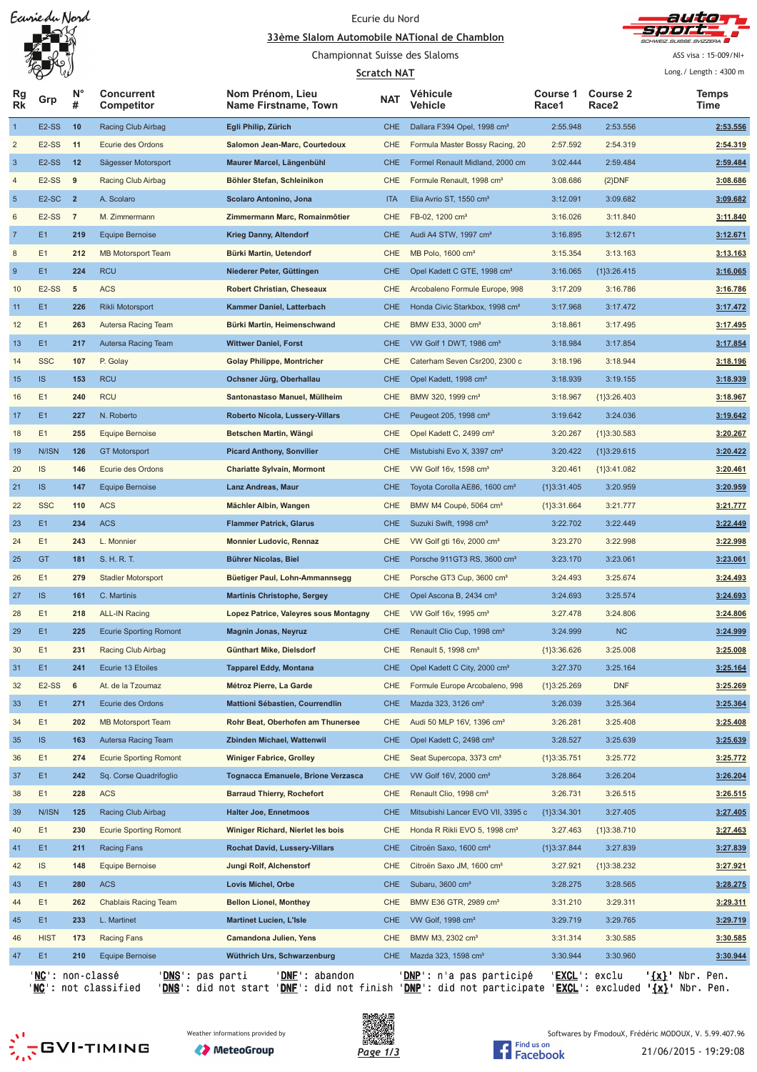Ecurie du Nord

**33ème Slalom Automobile NATional de Chamblon**

Championnat Suisse des Slaloms

**Scratch NAT**

ASS visa : 15-009/NI+

Long./ Length : 4300 m

| Rg Rk | Grp | N° # | Concurrent Competitor | Nom Prénom, Lieu Name Firstname, Town | NAT | Véhicule Vehicle | Course 1 Race1 | Course 2 Race2 | Temps Time |
|---|---|---|---|---|---|---|---|---|---|
| 1 | E2-SS | 10 | Racing Club Airbag | Egli Philip, Zürich | CHE | Dallara F394 Opel, 1998 cm³ | 2:55.948 | 2:53.556 | 2:53.556 |
| 2 | E2-SS | 11 | Ecurie des Ordons | Salomon Jean-Marc, Courtedoux | CHE | Formula Master Bossy Racing, 20 | 2:57.592 | 2:54.319 | 2:54.319 |
| 3 | E2-SS | 12 | Sägesser Motorsport | Maurer Marcel, Längenbühl | CHE | Formel Renault Midland, 2000 cm | 3:02.444 | 2:59.484 | 2:59.484 |
| 4 | E2-SS | 9 | Racing Club Airbag | Böhler Stefan, Schleinikon | CHE | Formule Renault, 1998 cm³ | 3:08.686 | {2}DNF | 3:08.686 |
| 5 | E2-SC | 2 | A. Scolaro | Scolaro Antonino, Jona | ITA | Elia Avrio ST, 1550 cm³ | 3:12.091 | 3:09.682 | 3:09.682 |
| 6 | E2-SS | 7 | M. Zimmermann | Zimmermann Marc, Romainmôtier | CHE | FB-02, 1200 cm³ | 3:16.026 | 3:11.840 | 3:11.840 |
| 7 | E1 | 219 | Equipe Bernoise | Krieg Danny, Altendorf | CHE | Audi A4 STW, 1997 cm³ | 3:16.895 | 3:12.671 | 3:12.671 |
| 8 | E1 | 212 | MB Motorsport Team | Bürki Martin, Uetendorf | CHE | MB Polo, 1600 cm³ | 3:15.354 | 3:13.163 | 3:13.163 |
| 9 | E1 | 224 | RCU | Niederer Peter, Güttingen | CHE | Opel Kadett C GTE, 1998 cm³ | 3:16.065 | {1}3:26.415 | 3:16.065 |
| 10 | E2-SS | 5 | ACS | Robert Christian, Cheseaux | CHE | Arcobaleno Formule Europe, 998 | 3:17.209 | 3:16.786 | 3:16.786 |
| 11 | E1 | 226 | Rikli Motorsport | Kammer Daniel, Latterbach | CHE | Honda Civic Starkbox, 1998 cm³ | 3:17.968 | 3:17.472 | 3:17.472 |
| 12 | E1 | 263 | Autersa Racing Team | Bürki Martin, Heimenschwand | CHE | BMW E33, 3000 cm³ | 3:18.861 | 3:17.495 | 3:17.495 |
| 13 | E1 | 217 | Autersa Racing Team | Wittwer Daniel, Forst | CHE | VW Golf 1 DWT, 1986 cm³ | 3:18.984 | 3:17.854 | 3:17.854 |
| 14 | SSC | 107 | P. Golay | Golay Philippe, Montricher | CHE | Caterham Seven Csr200, 2300 c | 3:18.196 | 3:18.944 | 3:18.196 |
| 15 | IS | 153 | RCU | Ochsner Jürg, Oberhallau | CHE | Opel Kadett, 1998 cm³ | 3:18.939 | 3:19.155 | 3:18.939 |
| 16 | E1 | 240 | RCU | Santonastaso Manuel, Müllheim | CHE | BMW 320, 1999 cm³ | 3:18.967 | {1}3:26.403 | 3:18.967 |
| 17 | E1 | 227 | N. Roberto | Roberto Nicola, Lussery-Villars | CHE | Peugeot 205, 1998 cm³ | 3:19.642 | 3:24.036 | 3:19.642 |
| 18 | E1 | 255 | Equipe Bernoise | Betschen Martin, Wängi | CHE | Opel Kadett C, 2499 cm³ | 3:20.267 | {1}3:30.583 | 3:20.267 |
| 19 | N/ISN | 126 | GT Motorsport | Picard Anthony, Sonvilier | CHE | Mistubishi Evo X, 3397 cm³ | 3:20.422 | {1}3:29.615 | 3:20.422 |
| 20 | IS | 146 | Ecurie des Ordons | Chariatte Sylvain, Mormont | CHE | VW Golf 16v, 1598 cm³ | 3:20.461 | {1}3:41.082 | 3:20.461 |
| 21 | IS | 147 | Equipe Bernoise | Lanz Andreas, Maur | CHE | Toyota Corolla AE86, 1600 cm³ | {1}3:31.405 | 3:20.959 | 3:20.959 |
| 22 | SSC | 110 | ACS | Mächler Albin, Wangen | CHE | BMW M4 Coupé, 5064 cm³ | {1}3:31.664 | 3:21.777 | 3:21.777 |
| 23 | E1 | 234 | ACS | Flammer Patrick, Glarus | CHE | Suzuki Swift, 1998 cm³ | 3:22.702 | 3:22.449 | 3:22.449 |
| 24 | E1 | 243 | L. Monnier | Monnier Ludovic, Rennaz | CHE | VW Golf gti 16v, 2000 cm³ | 3:23.270 | 3:22.998 | 3:22.998 |
| 25 | GT | 181 | S. H. R. T. | Bührer Nicolas, Biel | CHE | Porsche 911GT3 RS, 3600 cm³ | 3:23.170 | 3:23.061 | 3:23.061 |
| 26 | E1 | 279 | Stadler Motorsport | Büetiger Paul, Lohn-Ammannsegg | CHE | Porsche GT3 Cup, 3600 cm³ | 3:24.493 | 3:25.674 | 3:24.493 |
| 27 | IS | 161 | C. Martinis | Martinis Christophe, Sergey | CHE | Opel Ascona B, 2434 cm³ | 3:24.693 | 3:25.574 | 3:24.693 |
| 28 | E1 | 218 | ALL-IN Racing | Lopez Patrice, Valeyres sous Montagny | CHE | VW Golf 16v, 1995 cm³ | 3:27.478 | 3:24.806 | 3:24.806 |
| 29 | E1 | 225 | Ecurie Sporting Romont | Magnin Jonas, Neyruz | CHE | Renault Clio Cup, 1998 cm³ | 3:24.999 | NC | 3:24.999 |
| 30 | E1 | 231 | Racing Club Airbag | Günthart Mike, Dielsdorf | CHE | Renault 5, 1998 cm³ | {1}3:36.626 | 3:25.008 | 3:25.008 |
| 31 | E1 | 241 | Ecurie 13 Etoiles | Tapparel Eddy, Montana | CHE | Opel Kadett C City, 2000 cm³ | 3:27.370 | 3:25.164 | 3:25.164 |
| 32 | E2-SS | 6 | At. de la Tzoumaz | Métroz Pierre, La Garde | CHE | Formule Europe Arcobaleno, 998 | {1}3:25.269 | DNF | 3:25.269 |
| 33 | E1 | 271 | Ecurie des Ordons | Mattioni Sébastien, Courrendlin | CHE | Mazda 323, 3126 cm³ | 3:26.039 | 3:25.364 | 3:25.364 |
| 34 | E1 | 202 | MB Motorsport Team | Rohr Beat, Oberhofen am Thunersee | CHE | Audi 50 MLP 16V, 1396 cm³ | 3:26.281 | 3:25.408 | 3:25.408 |
| 35 | IS | 163 | Autersa Racing Team | Zbinden Michael, Wattenwil | CHE | Opel Kadett C, 2498 cm³ | 3:28.527 | 3:25.639 | 3:25.639 |
| 36 | E1 | 274 | Ecurie Sporting Romont | Winiger Fabrice, Grolley | CHE | Seat Supercopa, 3373 cm³ | {1}3:35.751 | 3:25.772 | 3:25.772 |
| 37 | E1 | 242 | Sq. Corse Quadrifoglio | Tognacca Emanuele, Brione Verzasca | CHE | VW Golf 16V, 2000 cm³ | 3:28.864 | 3:26.204 | 3:26.204 |
| 38 | E1 | 228 | ACS | Barraud Thierry, Rochefort | CHE | Renault Clio, 1998 cm³ | 3:26.731 | 3:26.515 | 3:26.515 |
| 39 | N/ISN | 125 | Racing Club Airbag | Halter Joe, Ennetmoos | CHE | Mitsubishi Lancer EVO VII, 3395 c | {1}3:34.301 | 3:27.405 | 3:27.405 |
| 40 | E1 | 230 | Ecurie Sporting Romont | Winiger Richard, Nierlet les bois | CHE | Honda R Rikli EVO 5, 1998 cm³ | 3:27.463 | {1}3:38.710 | 3:27.463 |
| 41 | E1 | 211 | Racing Fans | Rochat David, Lussery-Villars | CHE | Citroën Saxo, 1600 cm³ | {1}3:37.844 | 3:27.839 | 3:27.839 |
| 42 | IS | 148 | Equipe Bernoise | Jungi Rolf, Alchenstorf | CHE | Citroën Saxo JM, 1600 cm³ | 3:27.921 | {1}3:38.232 | 3:27.921 |
| 43 | E1 | 280 | ACS | Lovis Michel, Orbe | CHE | Subaru, 3600 cm³ | 3:28.275 | 3:28.565 | 3:28.275 |
| 44 | E1 | 262 | Chablais Racing Team | Bellon Lionel, Monthey | CHE | BMW E36 GTR, 2989 cm³ | 3:31.210 | 3:29.311 | 3:29.311 |
| 45 | E1 | 233 | L. Martinet | Martinet Lucien, L'Isle | CHE | VW Golf, 1998 cm³ | 3:29.719 | 3:29.765 | 3:29.719 |
| 46 | HIST | 173 | Racing Fans | Camandona Julien, Yens | CHE | BMW M3, 2302 cm³ | 3:31.314 | 3:30.585 | 3:30.585 |
| 47 | E1 | 210 | Equipe Bernoise | Wüthrich Urs, Schwarzenburg | CHE | Mazda 323, 1598 cm³ | 3:30.944 | 3:30.960 | 3:30.944 |

'NC': non-classé 'DNS': pas parti 'DNF': abandon 'DNP': n'a pas participé 'EXCL': exclu '{x}' Nbr. Pen.
'NC': not classified 'DNS': did not start 'DNF': did not finish 'DNP': did not participate 'EXCL': excluded '{x}' Nbr. Pen.

Weather informations provided by MeteoGroup

Softwares by FmodouX, Frédéric MODOUX, V. 5.99.407.96

21/06/2015 - 19:29:08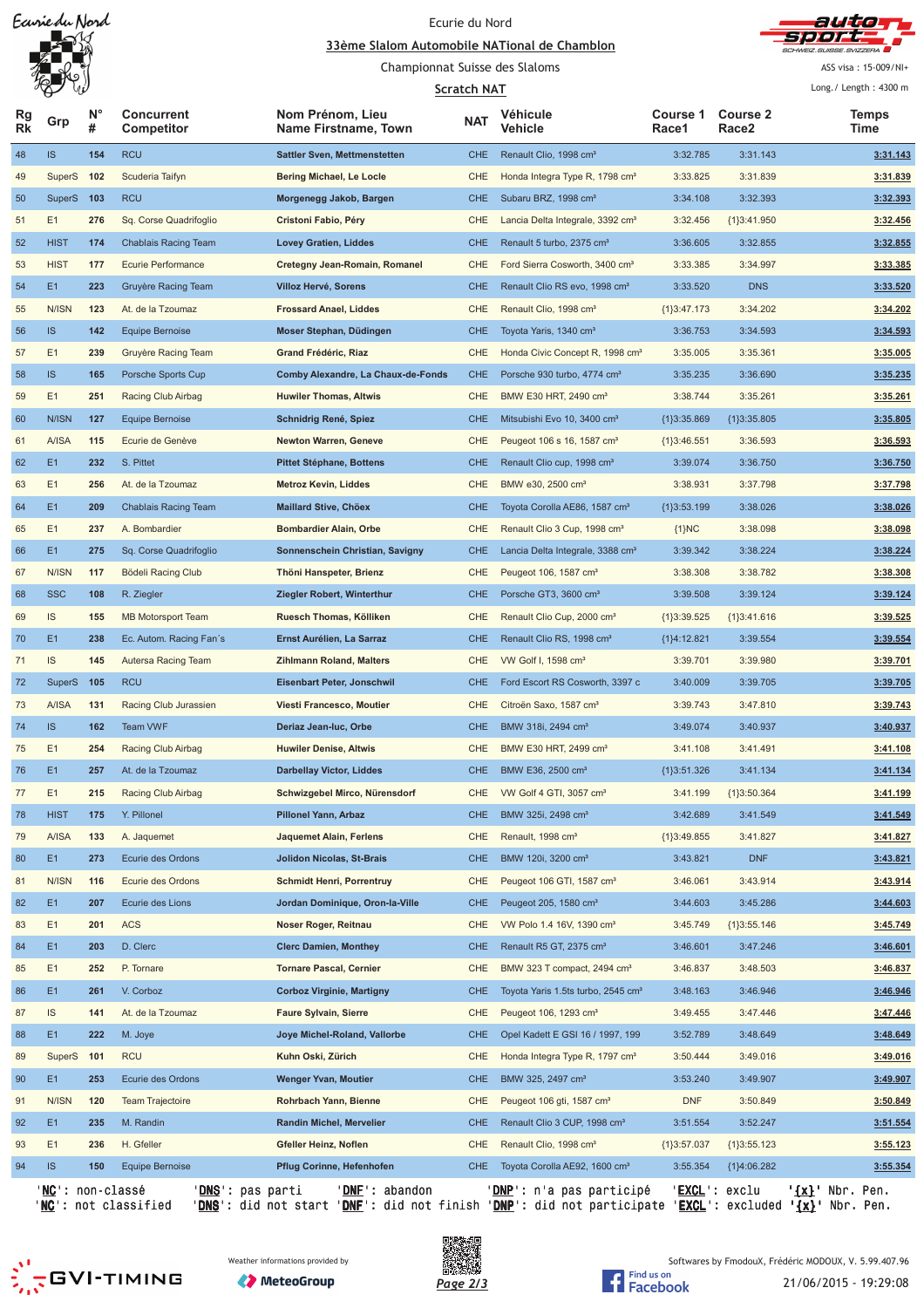Ecurie du Nord

33ème Slalom Automobile NATional de Chamblon

Championnat Suisse des Slaloms

Scratch NAT

ASS visa : 15-009/NI+

Long./ Length : 4300 m

| Rg Rk | Grp | N° # | Concurrent Competitor | Nom Prénom, Lieu Name Firstname, Town | NAT | Véhicule Vehicle | Course 1 Race1 | Course 2 Race2 | Temps Time |
|---|---|---|---|---|---|---|---|---|---|
| 48 | IS | 154 | RCU | Sattler Sven, Mettmenstetten | CHE | Renault Clio, 1998 cm³ | 3:32.785 | 3:31.143 | 3:31.143 |
| 49 | SuperS | 102 | Scuderia Taifyn | Bering Michael, Le Locle | CHE | Honda Integra Type R, 1798 cm³ | 3:33.825 | 3:31.839 | 3:31.839 |
| 50 | SuperS | 103 | RCU | Morgenegg Jakob, Bargen | CHE | Subaru BRZ, 1998 cm³ | 3:34.108 | 3:32.393 | 3:32.393 |
| 51 | E1 | 276 | Sq. Corse Quadrifoglio | Cristoni Fabio, Péry | CHE | Lancia Delta Integrale, 3392 cm³ | 3:32.456 | {1}3:41.950 | 3:32.456 |
| 52 | HIST | 174 | Chablais Racing Team | Lovey Gratien, Liddes | CHE | Renault 5 turbo, 2375 cm³ | 3:36.605 | 3:32.855 | 3:32.855 |
| 53 | HIST | 177 | Ecurie Performance | Cretegny Jean-Romain, Romanel | CHE | Ford Sierra Cosworth, 3400 cm³ | 3:33.385 | 3:34.997 | 3:33.385 |
| 54 | E1 | 223 | Gruyère Racing Team | Villoz Hervé, Sorens | CHE | Renault Clio RS evo, 1998 cm³ | 3:33.520 | DNS | 3:33.520 |
| 55 | N/ISN | 123 | At. de la Tzoumaz | Frossard Anael, Liddes | CHE | Renault Clio, 1998 cm³ | {1}3:47.173 | 3:34.202 | 3:34.202 |
| 56 | IS | 142 | Equipe Bernoise | Moser Stephan, Düdingen | CHE | Toyota Yaris, 1340 cm³ | 3:36.753 | 3:34.593 | 3:34.593 |
| 57 | E1 | 239 | Gruyère Racing Team | Grand Frédéric, Riaz | CHE | Honda Civic Concept R, 1998 cm³ | 3:35.005 | 3:35.361 | 3:35.005 |
| 58 | IS | 165 | Porsche Sports Cup | Comby Alexandre, La Chaux-de-Fonds | CHE | Porsche 930 turbo, 4774 cm³ | 3:35.235 | 3:36.690 | 3:35.235 |
| 59 | E1 | 251 | Racing Club Airbag | Huwiler Thomas, Altwis | CHE | BMW E30 HRT, 2490 cm³ | 3:38.744 | 3:35.261 | 3:35.261 |
| 60 | N/ISN | 127 | Equipe Bernoise | Schnidrig René, Spiez | CHE | Mitsubishi Evo 10, 3400 cm³ | {1}3:35.869 | {1}3:35.805 | 3:35.805 |
| 61 | A/ISA | 115 | Ecurie de Genève | Newton Warren, Geneve | CHE | Peugeot 106 s 16, 1587 cm³ | {1}3:46.551 | 3:36.593 | 3:36.593 |
| 62 | E1 | 232 | S. Pittet | Pittet Stéphane, Bottens | CHE | Renault Clio cup, 1998 cm³ | 3:39.074 | 3:36.750 | 3:36.750 |
| 63 | E1 | 256 | At. de la Tzoumaz | Metroz Kevin, Liddes | CHE | BMW e30, 2500 cm³ | 3:38.931 | 3:37.798 | 3:37.798 |
| 64 | E1 | 209 | Chablais Racing Team | Maillard Stive, Chöex | CHE | Toyota Corolla AE86, 1587 cm³ | {1}3:53.199 | 3:38.026 | 3:38.026 |
| 65 | E1 | 237 | A. Bombardier | Bombardier Alain, Orbe | CHE | Renault Clio 3 Cup, 1998 cm³ | {1}NC | 3:38.098 | 3:38.098 |
| 66 | E1 | 275 | Sq. Corse Quadrifoglio | Sonnenschein Christian, Savigny | CHE | Lancia Delta Integrale, 3388 cm³ | 3:39.342 | 3:38.224 | 3:38.224 |
| 67 | N/ISN | 117 | Bödeli Racing Club | Thöni Hanspeter, Brienz | CHE | Peugeot 106, 1587 cm³ | 3:38.308 | 3:38.782 | 3:38.308 |
| 68 | SSC | 108 | R. Ziegler | Ziegler Robert, Winterthur | CHE | Porsche GT3, 3600 cm³ | 3:39.508 | 3:39.124 | 3:39.124 |
| 69 | IS | 155 | MB Motorsport Team | Ruesch Thomas, Kölliken | CHE | Renault Clio Cup, 2000 cm³ | {1}3:39.525 | {1}3:41.616 | 3:39.525 |
| 70 | E1 | 238 | Ec. Autom. Racing Fan´s | Ernst Aurélien, La Sarraz | CHE | Renault Clio RS, 1998 cm³ | {1}4:12.821 | 3:39.554 | 3:39.554 |
| 71 | IS | 145 | Autersa Racing Team | Zihlmann Roland, Malters | CHE | VW Golf I, 1598 cm³ | 3:39.701 | 3:39.980 | 3:39.701 |
| 72 | SuperS | 105 | RCU | Eisenbart Peter, Jonschwil | CHE | Ford Escort RS Cosworth, 3397 c | 3:40.009 | 3:39.705 | 3:39.705 |
| 73 | A/ISA | 131 | Racing Club Jurassien | Viesti Francesco, Moutier | CHE | Citroën Saxo, 1587 cm³ | 3:39.743 | 3:47.810 | 3:39.743 |
| 74 | IS | 162 | Team VWF | Deriaz Jean-luc, Orbe | CHE | BMW 318i, 2494 cm³ | 3:49.074 | 3:40.937 | 3:40.937 |
| 75 | E1 | 254 | Racing Club Airbag | Huwiler Denise, Altwis | CHE | BMW E30 HRT, 2499 cm³ | 3:41.108 | 3:41.491 | 3:41.108 |
| 76 | E1 | 257 | At. de la Tzoumaz | Darbellay Victor, Liddes | CHE | BMW E36, 2500 cm³ | {1}3:51.326 | 3:41.134 | 3:41.134 |
| 77 | E1 | 215 | Racing Club Airbag | Schwizgebel Mirco, Nürensdorf | CHE | VW Golf 4 GTI, 3057 cm³ | 3:41.199 | {1}3:50.364 | 3:41.199 |
| 78 | HIST | 175 | Y. Pillonel | Pillonel Yann, Arbaz | CHE | BMW 325i, 2498 cm³ | 3:42.689 | 3:41.549 | 3:41.549 |
| 79 | A/ISA | 133 | A. Jaquemet | Jaquemet Alain, Ferlens | CHE | Renault, 1998 cm³ | {1}3:49.855 | 3:41.827 | 3:41.827 |
| 80 | E1 | 273 | Ecurie des Ordons | Jolidon Nicolas, St-Brais | CHE | BMW 120i, 3200 cm³ | 3:43.821 | DNF | 3:43.821 |
| 81 | N/ISN | 116 | Ecurie des Ordons | Schmidt Henri, Porrentruy | CHE | Peugeot 106 GTI, 1587 cm³ | 3:46.061 | 3:43.914 | 3:43.914 |
| 82 | E1 | 207 | Ecurie des Lions | Jordan Dominique, Oron-la-Ville | CHE | Peugeot 205, 1580 cm³ | 3:44.603 | 3:45.286 | 3:44.603 |
| 83 | E1 | 201 | ACS | Noser Roger, Reitnau | CHE | VW Polo 1.4 16V, 1390 cm³ | 3:45.749 | {1}3:55.146 | 3:45.749 |
| 84 | E1 | 203 | D. Clerc | Clerc Damien, Monthey | CHE | Renault R5 GT, 2375 cm³ | 3:46.601 | 3:47.246 | 3:46.601 |
| 85 | E1 | 252 | P. Tornare | Tornare Pascal, Cernier | CHE | BMW 323 T compact, 2494 cm³ | 3:46.837 | 3:48.503 | 3:46.837 |
| 86 | E1 | 261 | V. Corboz | Corboz Virginie, Martigny | CHE | Toyota Yaris 1.5ts turbo, 2545 cm³ | 3:48.163 | 3:46.946 | 3:46.946 |
| 87 | IS | 141 | At. de la Tzoumaz | Faure Sylvain, Sierre | CHE | Peugeot 106, 1293 cm³ | 3:49.455 | 3:47.446 | 3:47.446 |
| 88 | E1 | 222 | M. Joye | Joye Michel-Roland, Vallorbe | CHE | Opel Kadett E GSI 16 / 1997, 199 | 3:52.789 | 3:48.649 | 3:48.649 |
| 89 | SuperS | 101 | RCU | Kuhn Oski, Zürich | CHE | Honda Integra Type R, 1797 cm³ | 3:50.444 | 3:49.016 | 3:49.016 |
| 90 | E1 | 253 | Ecurie des Ordons | Wenger Yvan, Moutier | CHE | BMW 325, 2497 cm³ | 3:53.240 | 3:49.907 | 3:49.907 |
| 91 | N/ISN | 120 | Team Trajectoire | Rohrbach Yann, Bienne | CHE | Peugeot 106 gti, 1587 cm³ | DNF | 3:50.849 | 3:50.849 |
| 92 | E1 | 235 | M. Randin | Randin Michel, Mervelier | CHE | Renault Clio 3 CUP, 1998 cm³ | 3:51.554 | 3:52.247 | 3:51.554 |
| 93 | E1 | 236 | H. Gfeller | Gfeller Heinz, Noflen | CHE | Renault Clio, 1998 cm³ | {1}3:57.037 | {1}3:55.123 | 3:55.123 |
| 94 | IS | 150 | Equipe Bernoise | Pflug Corinne, Hefenhofen | CHE | Toyota Corolla AE92, 1600 cm³ | 3:55.354 | {1}4:06.282 | 3:55.354 |

'NC': non-classé 'DNS': pas parti 'DNF': abandon 'DNP': n'a pas participé 'EXCL': exclu '{x}' Nbr. Pen.
'NC': not classified 'DNS': did not start 'DNF': did not finish 'DNP': did not participate 'EXCL': excluded '{x}' Nbr. Pen.

Weather informations provided by MeteoGroup

Softwares by FmodouX, Frédéric MODOUX, V. 5.99.407.96

21/06/2015 - 19:29:08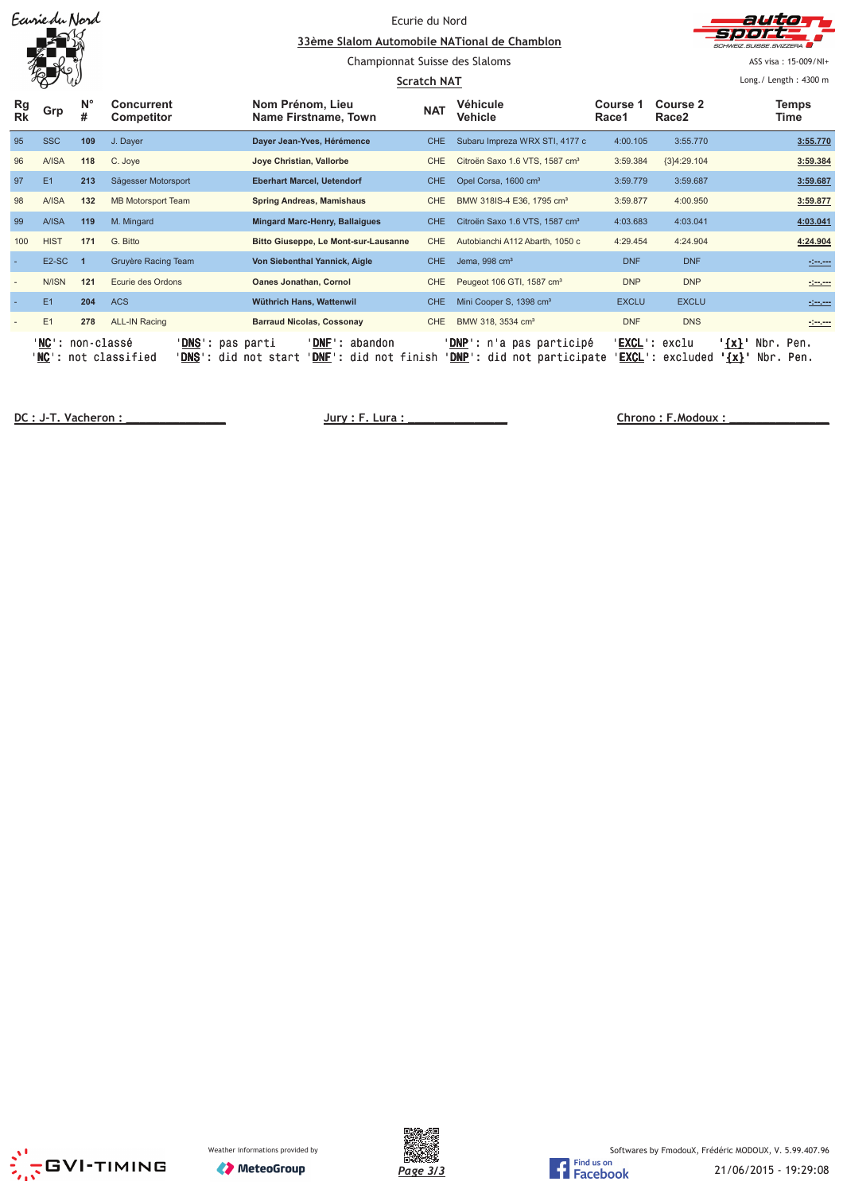Ecurie du Nord

**33ème Slalom Automobile NATional de Chamblon**

Championnat Suisse des Slaloms

**Scratch NAT**

ASS visa : 15-009/NI+

Long./ Length : 4300 m

| Rg Rk | Grp | N° # | Concurrent Competitor | Nom Prénom, Lieu Name Firstname, Town | NAT | Véhicule Vehicle | Course 1 Race1 | Course 2 Race2 | Temps Time |
|---|---|---|---|---|---|---|---|---|---|
| 95 | SSC | **109** | J. Dayer | **Dayer Jean-Yves, Hérémence** | CHE | Subaru Impreza WRX STI, 4177 c | 4:00.105 | 3:55.770 | **3:55.770** |
| 96 | A/ISA | **118** | C. Joye | **Joye Christian, Vallorbe** | CHE | Citroën Saxo 1.6 VTS, 1587 cm³ | 3:59.384 | {3}4:29.104 | **3:59.384** |
| 97 | E1 | **213** | Sägesser Motorsport | **Eberhart Marcel, Uetendorf** | CHE | Opel Corsa, 1600 cm³ | 3:59.779 | 3:59.687 | **3:59.687** |
| 98 | A/ISA | **132** | MB Motorsport Team | **Spring Andreas, Mamishaus** | CHE | BMW 318IS-4 E36, 1795 cm³ | 3:59.877 | 4:00.950 | **3:59.877** |
| 99 | A/ISA | **119** | M. Mingard | **Mingard Marc-Henry, Ballaigues** | CHE | Citroën Saxo 1.6 VTS, 1587 cm³ | 4:03.683 | 4:03.041 | **4:03.041** |
| 100 | HIST | **171** | G. Bitto | **Bitto Giuseppe, Le Mont-sur-Lausanne** | CHE | Autobianchi A112 Abarth, 1050 c | 4:29.454 | 4:24.904 | **4:24.904** |
| - | E2-SC | **1** | Gruyère Racing Team | **Von Siebenthal Yannick, Aigle** | CHE | Jema, 998 cm³ | DNF | DNF | -:--.--- |
| - | N/ISN | **121** | Ecurie des Ordons | **Oanes Jonathan, Cornol** | CHE | Peugeot 106 GTI, 1587 cm³ | DNP | DNP | -:--.--- |
| - | E1 | **204** | ACS | **Wüthrich Hans, Wattenwil** | CHE | Mini Cooper S, 1398 cm³ | EXCLU | EXCLU | -:--.--- |
| - | E1 | **278** | ALL-IN Racing | **Barraud Nicolas, Cossonay** | CHE | BMW 318, 3534 cm³ | DNF | DNS | -:--.--- |

'**NC**': non-classé 'DNS': pas parti 'DNF': abandon 'DNP': n'a pas participé 'EXCL': exclu '{x}' Nbr. Pen.
'**NC**': not classified 'DNS': did not start 'DNF': did not finish 'DNP': did not participate 'EXCL': excluded '{x}' Nbr. Pen.

DC : J-T. Vacheron : ______________ Jury : F. Lura : ______________ Chrono : F.Modoux : ______________

Weather informations provided by MeteoGroup

Softwares by FmodouX, Frédéric MODOUX, V. 5.99.407.96

21/06/2015 - 19:29:08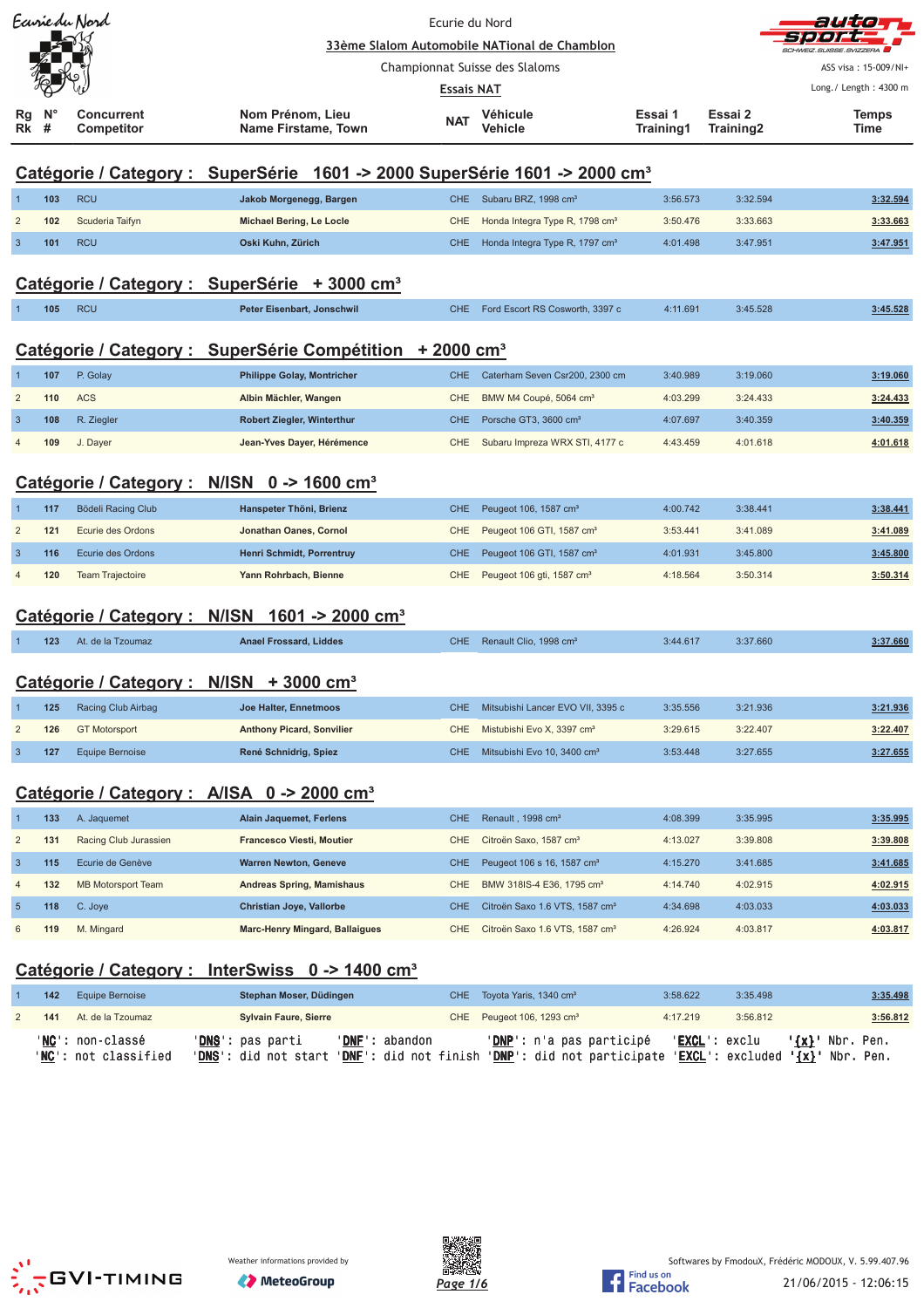Ecurie du Nord

33ème Slalom Automobile NATional de Chamblon

Championnat Suisse des Slaloms

Essais NAT

ASS visa : 15-009/NI+

Long./ Length : 4300 m

## Catégorie / Category : SuperSérie 1601 -> 2000 SuperSérie 1601 -> 2000 cm³

| Rg Rk | N° # | Concurrent Competitor | Nom Prénom, Lieu Name Firstame, Town | NAT | Véhicule Vehicle | Essai 1 Training1 | Essai 2 Training2 | Temps Time |
|---|---|---|---|---|---|---|---|---|
| 1 | 103 | RCU | Jakob Morgenegg, Bargen | CHE | Subaru BRZ, 1998 cm³ | 3:56.573 | 3:32.594 | 3:32.594 |
| 2 | 102 | Scuderia Taifyn | Michael Bering, Le Locle | CHE | Honda Integra Type R, 1798 cm³ | 3:50.476 | 3:33.663 | 3:33.663 |
| 3 | 101 | RCU | Oski Kuhn, Zürich | CHE | Honda Integra Type R, 1797 cm³ | 4:01.498 | 3:47.951 | 3:47.951 |

## Catégorie / Category : SuperSérie + 3000 cm³

| Rg Rk | N° # | Concurrent Competitor | Nom Prénom, Lieu Name Firstame, Town | NAT | Véhicule Vehicle | Essai 1 Training1 | Essai 2 Training2 | Temps Time |
|---|---|---|---|---|---|---|---|---|
| 1 | 105 | RCU | Peter Eisenbart, Jonschwil | CHE | Ford Escort RS Cosworth, 3397 c | 4:11.691 | 3:45.528 | 3:45.528 |

## Catégorie / Category : SuperSérie Compétition + 2000 cm³

| Rg Rk | N° # | Concurrent Competitor | Nom Prénom, Lieu Name Firstame, Town | NAT | Véhicule Vehicle | Essai 1 Training1 | Essai 2 Training2 | Temps Time |
|---|---|---|---|---|---|---|---|---|
| 1 | 107 | P. Golay | Philippe Golay, Montricher | CHE | Caterham Seven Csr200, 2300 cm | 3:40.989 | 3:19.060 | 3:19.060 |
| 2 | 110 | ACS | Albin Mächler, Wangen | CHE | BMW M4 Coupé, 5064 cm³ | 4:03.299 | 3:24.433 | 3:24.433 |
| 3 | 108 | R. Ziegler | Robert Ziegler, Winterthur | CHE | Porsche GT3, 3600 cm³ | 4:07.697 | 3:40.359 | 3:40.359 |
| 4 | 109 | J. Dayer | Jean-Yves Dayer, Hérémence | CHE | Subaru Impreza WRX STI, 4177 c | 4:43.459 | 4:01.618 | 4:01.618 |

## Catégorie / Category : N/ISN 0 -> 1600 cm³

| Rg Rk | N° # | Concurrent Competitor | Nom Prénom, Lieu Name Firstame, Town | NAT | Véhicule Vehicle | Essai 1 Training1 | Essai 2 Training2 | Temps Time |
|---|---|---|---|---|---|---|---|---|
| 1 | 117 | Bödeli Racing Club | Hanspeter Thöni, Brienz | CHE | Peugeot 106, 1587 cm³ | 4:00.742 | 3:38.441 | 3:38.441 |
| 2 | 121 | Ecurie des Ordons | Jonathan Oanes, Cornol | CHE | Peugeot 106 GTI, 1587 cm³ | 3:53.441 | 3:41.089 | 3:41.089 |
| 3 | 116 | Ecurie des Ordons | Henri Schmidt, Porrentruy | CHE | Peugeot 106 GTI, 1587 cm³ | 4:01.931 | 3:45.800 | 3:45.800 |
| 4 | 120 | Team Trajectoire | Yann Rohrbach, Bienne | CHE | Peugeot 106 gti, 1587 cm³ | 4:18.564 | 3:50.314 | 3:50.314 |

## Catégorie / Category : N/ISN 1601 -> 2000 cm³

| Rg Rk | N° # | Concurrent Competitor | Nom Prénom, Lieu Name Firstame, Town | NAT | Véhicule Vehicle | Essai 1 Training1 | Essai 2 Training2 | Temps Time |
|---|---|---|---|---|---|---|---|---|
| 1 | 123 | At. de la Tzoumaz | Anael Frossard, Liddes | CHE | Renault Clio, 1998 cm³ | 3:44.617 | 3:37.660 | 3:37.660 |

## Catégorie / Category : N/ISN + 3000 cm³

| Rg Rk | N° # | Concurrent Competitor | Nom Prénom, Lieu Name Firstame, Town | NAT | Véhicule Vehicle | Essai 1 Training1 | Essai 2 Training2 | Temps Time |
|---|---|---|---|---|---|---|---|---|
| 1 | 125 | Racing Club Airbag | Joe Halter, Ennetmoos | CHE | Mitsubishi Lancer EVO VII, 3395 c | 3:35.556 | 3:21.936 | 3:21.936 |
| 2 | 126 | GT Motorsport | Anthony Picard, Sonvilier | CHE | Mistubishi Evo X, 3397 cm³ | 3:29.615 | 3:22.407 | 3:22.407 |
| 3 | 127 | Equipe Bernoise | René Schnidrig, Spiez | CHE | Mitsubishi Evo 10, 3400 cm³ | 3:53.448 | 3:27.655 | 3:27.655 |

## Catégorie / Category : A/ISA 0 -> 2000 cm³

| Rg Rk | N° # | Concurrent Competitor | Nom Prénom, Lieu Name Firstame, Town | NAT | Véhicule Vehicle | Essai 1 Training1 | Essai 2 Training2 | Temps Time |
|---|---|---|---|---|---|---|---|---|
| 1 | 133 | A. Jaquemet | Alain Jaquemet, Ferlens | CHE | Renault , 1998 cm³ | 4:08.399 | 3:35.995 | 3:35.995 |
| 2 | 131 | Racing Club Jurassien | Francesco Viesti, Moutier | CHE | Citroën Saxo, 1587 cm³ | 4:13.027 | 3:39.808 | 3:39.808 |
| 3 | 115 | Ecurie de Genève | Warren Newton, Geneve | CHE | Peugeot 106 s 16, 1587 cm³ | 4:15.270 | 3:41.685 | 3:41.685 |
| 4 | 132 | MB Motorsport Team | Andreas Spring, Mamishaus | CHE | BMW 318IS-4 E36, 1795 cm³ | 4:14.740 | 4:02.915 | 4:02.915 |
| 5 | 118 | C. Joye | Christian Joye, Vallorbe | CHE | Citroën Saxo 1.6 VTS, 1587 cm³ | 4:34.698 | 4:03.033 | 4:03.033 |
| 6 | 119 | M. Mingard | Marc-Henry Mingard, Ballaigues | CHE | Citroën Saxo 1.6 VTS, 1587 cm³ | 4:26.924 | 4:03.817 | 4:03.817 |

## Catégorie / Category : InterSwiss 0 -> 1400 cm³

| Rg Rk | N° # | Concurrent Competitor | Nom Prénom, Lieu Name Firstame, Town | NAT | Véhicule Vehicle | Essai 1 Training1 | Essai 2 Training2 | Temps Time |
|---|---|---|---|---|---|---|---|---|
| 1 | 142 | Equipe Bernoise | Stephan Moser, Düdingen | CHE | Toyota Yaris, 1340 cm³ | 3:58.622 | 3:35.498 | 3:35.498 |
| 2 | 141 | At. de la Tzoumaz | Sylvain Faure, Sierre | CHE | Peugeot 106, 1293 cm³ | 4:17.219 | 3:56.812 | 3:56.812 |

'NC': non-classé 'DNS': pas parti 'DNF': abandon 'DNP': n'a pas participé 'EXCL': exclu '{x}' Nbr. Pen.
'NC': not classified 'DNS': did not start 'DNF': did not finish 'DNP': did not participate 'EXCL': excluded '{x}' Nbr. Pen.

Weather informations provided by MeteoGroup

Softwares by FmodouX, Frédéric MODOUX, V. 5.99.407.96

21/06/2015 - 12:06:15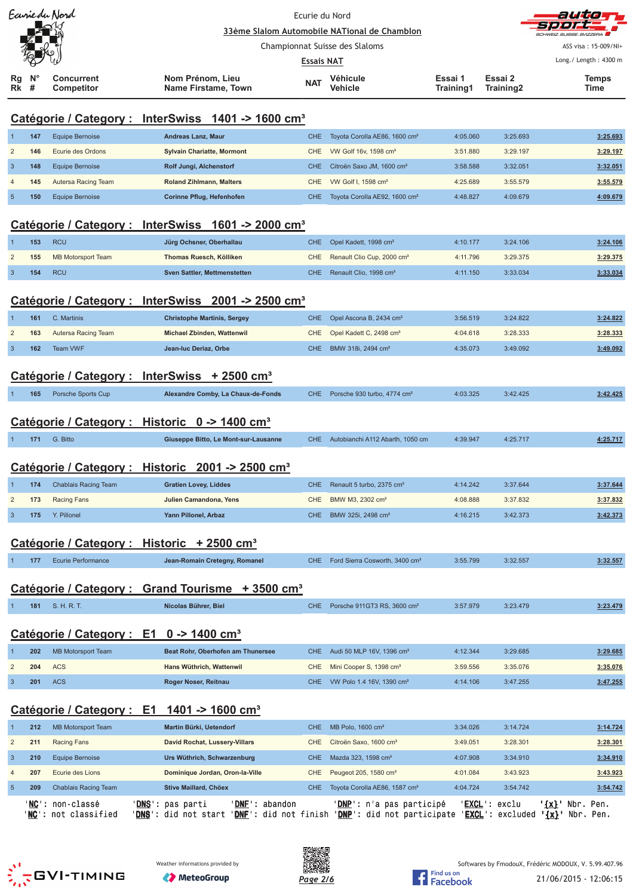Ecurie du Nord

33ème Slalom Automobile NATional de Chamblon

Championnat Suisse des Slaloms

Essais NAT

ASS visa : 15-009/NI+

Long./ Length : 4300 m

## Catégorie / Category : InterSwiss 1401 -> 1600 cm³

| Rg Rk | N° # | Concurrent Competitor | Nom Prénom, Lieu Name Firstame, Town | NAT | Véhicule Vehicle | Essai 1 Training1 | Essai 2 Training2 | Temps Time |
|---|---|---|---|---|---|---|---|---|
| 1 | 147 | Equipe Bernoise | Andreas Lanz, Maur | CHE | Toyota Corolla AE86, 1600 cm³ | 4:05.060 | 3:25.693 | 3:25.693 |
| 2 | 146 | Ecurie des Ordons | Sylvain Chariatte, Mormont | CHE | VW Golf 16v, 1598 cm³ | 3:51.880 | 3:29.197 | 3:29.197 |
| 3 | 148 | Equipe Bernoise | Rolf Jungi, Alchenstorf | CHE | Citroën Saxo JM, 1600 cm³ | 3:58.588 | 3:32.051 | 3:32.051 |
| 4 | 145 | Autersa Racing Team | Roland Zihlmann, Malters | CHE | VW Golf I, 1598 cm³ | 4:25.689 | 3:55.579 | 3:55.579 |
| 5 | 150 | Equipe Bernoise | Corinne Pflug, Hefenhofen | CHE | Toyota Corolla AE92, 1600 cm³ | 4:48.827 | 4:09.679 | 4:09.679 |

## Catégorie / Category : InterSwiss 1601 -> 2000 cm³

| Rg Rk | N° # | Concurrent Competitor | Nom Prénom, Lieu Name Firstame, Town | NAT | Véhicule Vehicle | Essai 1 Training1 | Essai 2 Training2 | Temps Time |
|---|---|---|---|---|---|---|---|---|
| 1 | 153 | RCU | Jürg Ochsner, Oberhallau | CHE | Opel Kadett, 1998 cm³ | 4:10.177 | 3:24.106 | 3:24.106 |
| 2 | 155 | MB Motorsport Team | Thomas Ruesch, Kölliken | CHE | Renault Clio Cup, 2000 cm³ | 4:11.796 | 3:29.375 | 3:29.375 |
| 3 | 154 | RCU | Sven Sattler, Mettmenstetten | CHE | Renault Clio, 1998 cm³ | 4:11.150 | 3:33.034 | 3:33.034 |

## Catégorie / Category : InterSwiss 2001 -> 2500 cm³

| Rg Rk | N° # | Concurrent Competitor | Nom Prénom, Lieu Name Firstame, Town | NAT | Véhicule Vehicle | Essai 1 Training1 | Essai 2 Training2 | Temps Time |
|---|---|---|---|---|---|---|---|---|
| 1 | 161 | C. Martinis | Christophe Martinis, Sergey | CHE | Opel Ascona B, 2434 cm³ | 3:56.519 | 3:24.822 | 3:24.822 |
| 2 | 163 | Autersa Racing Team | Michael Zbinden, Wattenwil | CHE | Opel Kadett C, 2498 cm³ | 4:04.618 | 3:28.333 | 3:28.333 |
| 3 | 162 | Team VWF | Jean-luc Deriaz, Orbe | CHE | BMW 318i, 2494 cm³ | 4:35.073 | 3:49.092 | 3:49.092 |

## Catégorie / Category : InterSwiss + 2500 cm³

| Rg Rk | N° # | Concurrent Competitor | Nom Prénom, Lieu Name Firstame, Town | NAT | Véhicule Vehicle | Essai 1 Training1 | Essai 2 Training2 | Temps Time |
|---|---|---|---|---|---|---|---|---|
| 1 | 165 | Porsche Sports Cup | Alexandre Comby, La Chaux-de-Fonds | CHE | Porsche 930 turbo, 4774 cm³ | 4:03.325 | 3:42.425 | 3:42.425 |

## Catégorie / Category : Historic 0 -> 1400 cm³

| Rg Rk | N° # | Concurrent Competitor | Nom Prénom, Lieu Name Firstame, Town | NAT | Véhicule Vehicle | Essai 1 Training1 | Essai 2 Training2 | Temps Time |
|---|---|---|---|---|---|---|---|---|
| 1 | 171 | G. Bitto | Giuseppe Bitto, Le Mont-sur-Lausanne | CHE | Autobianchi A112 Abarth, 1050 cm | 4:39.947 | 4:25.717 | 4:25.717 |

## Catégorie / Category : Historic 2001 -> 2500 cm³

| Rg Rk | N° # | Concurrent Competitor | Nom Prénom, Lieu Name Firstame, Town | NAT | Véhicule Vehicle | Essai 1 Training1 | Essai 2 Training2 | Temps Time |
|---|---|---|---|---|---|---|---|---|
| 1 | 174 | Chablais Racing Team | Gratien Lovey, Liddes | CHE | Renault 5 turbo, 2375 cm³ | 4:14.242 | 3:37.644 | 3:37.644 |
| 2 | 173 | Racing Fans | Julien Camandona, Yens | CHE | BMW M3, 2302 cm³ | 4:08.888 | 3:37.832 | 3:37.832 |
| 3 | 175 | Y. Pillonel | Yann Pillonel, Arbaz | CHE | BMW 325i, 2498 cm³ | 4:16.215 | 3:42.373 | 3:42.373 |

## Catégorie / Category : Historic + 2500 cm³

| Rg Rk | N° # | Concurrent Competitor | Nom Prénom, Lieu Name Firstame, Town | NAT | Véhicule Vehicle | Essai 1 Training1 | Essai 2 Training2 | Temps Time |
|---|---|---|---|---|---|---|---|---|
| 1 | 177 | Ecurie Performance | Jean-Romain Cretegny, Romanel | CHE | Ford Sierra Cosworth, 3400 cm³ | 3:55.799 | 3:32.557 | 3:32.557 |

## Catégorie / Category : Grand Tourisme + 3500 cm³

| Rg Rk | N° # | Concurrent Competitor | Nom Prénom, Lieu Name Firstame, Town | NAT | Véhicule Vehicle | Essai 1 Training1 | Essai 2 Training2 | Temps Time |
|---|---|---|---|---|---|---|---|---|
| 1 | 181 | S. H. R. T. | Nicolas Bühler, Biel | CHE | Porsche 911GT3 RS, 3600 cm³ | 3:57.979 | 3:23.479 | 3:23.479 |

## Catégorie / Category : E1 0 -> 1400 cm³

| Rg Rk | N° # | Concurrent Competitor | Nom Prénom, Lieu Name Firstame, Town | NAT | Véhicule Vehicle | Essai 1 Training1 | Essai 2 Training2 | Temps Time |
|---|---|---|---|---|---|---|---|---|
| 1 | 202 | MB Motorsport Team | Beat Rohr, Oberhofen am Thunersee | CHE | Audi 50 MLP 16V, 1396 cm³ | 4:12.344 | 3:29.685 | 3:29.685 |
| 2 | 204 | ACS | Hans Wüthrich, Wattenwil | CHE | Mini Cooper S, 1398 cm³ | 3:59.556 | 3:35.076 | 3:35.076 |
| 3 | 201 | ACS | Roger Noser, Reitnau | CHE | VW Polo 1.4 16V, 1390 cm³ | 4:14.106 | 3:47.255 | 3:47.255 |

## Catégorie / Category : E1 1401 -> 1600 cm³

| Rg Rk | N° # | Concurrent Competitor | Nom Prénom, Lieu Name Firstame, Town | NAT | Véhicule Vehicle | Essai 1 Training1 | Essai 2 Training2 | Temps Time |
|---|---|---|---|---|---|---|---|---|
| 1 | 212 | MB Motorsport Team | Martin Bürki, Uetendorf | CHE | MB Polo, 1600 cm³ | 3:34.026 | 3:14.724 | 3:14.724 |
| 2 | 211 | Racing Fans | David Rochat, Lussery-Villars | CHE | Citroën Saxo, 1600 cm³ | 3:49.051 | 3:28.301 | 3:28.301 |
| 3 | 210 | Equipe Bernoise | Urs Wüthrich, Schwarzenburg | CHE | Mazda 323, 1598 cm³ | 4:07.908 | 3:34.910 | 3:34.910 |
| 4 | 207 | Ecurie des Lions | Dominique Jordan, Oron-la-Ville | CHE | Peugeot 205, 1580 cm³ | 4:01.084 | 3:43.923 | 3:43.923 |
| 5 | 209 | Chablais Racing Team | Stive Maillard, Chöex | CHE | Toyota Corolla AE86, 1587 cm³ | 4:04.724 | 3:54.742 | 3:54.742 |

'NC': non-classé / 'NC': not classified — 'DNS': pas parti / 'DNS': did not start — 'DNF': abandon / 'DNF': did not finish — 'DNP': n'a pas participé / 'DNP': did not participate — 'EXCL': exclu / 'EXCL': excluded — '{x}' Nbr. Pen.

Weather informations provided by MeteoGroup

Softwares by FmodouX, Frédéric MODOUX, V. 5.99.407.96

21/06/2015 - 12:06:15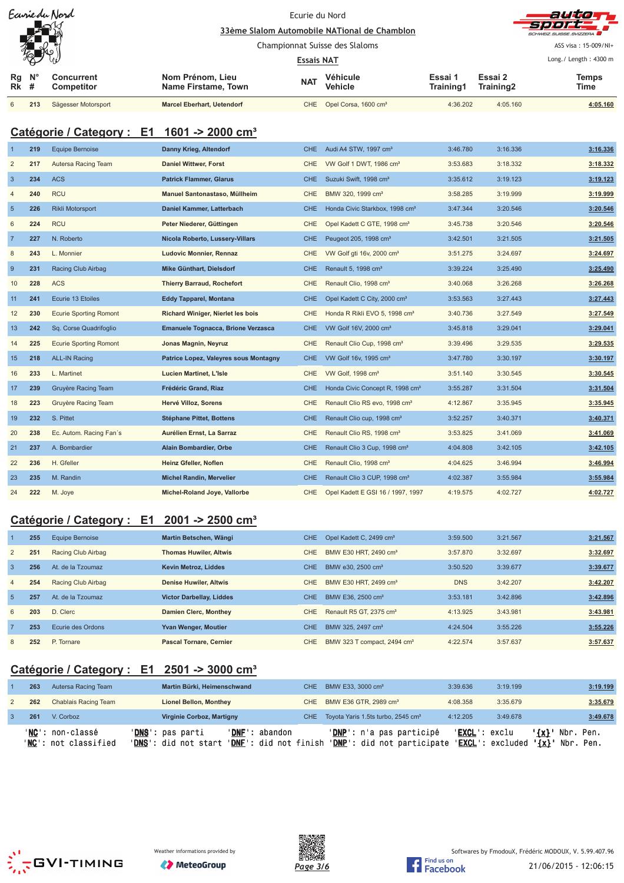| Rg Rk | N° # | Concurrent Competitor | Nom Prénom, Lieu Name Firstame, Town | NAT | Véhicule Vehicle | Essai 1 Training1 | Essai 2 Training2 | Temps Time |
|---|---|---|---|---|---|---|---|---|
| 6 | 213 | Sägesser Motorsport | Marcel Eberhart, Uetendorf | CHE | Opel Corsa, 1600 cm³ | 4:36.202 | 4:05.160 | 4:05.160 |

## Catégorie / Category : E1 1601 -> 2000 cm³

| Rg Rk | N° # | Concurrent Competitor | Nom Prénom, Lieu Name Firstame, Town | NAT | Véhicule Vehicle | Essai 1 Training1 | Essai 2 Training2 | Temps Time |
|---|---|---|---|---|---|---|---|---|
| 1 | 219 | Equipe Bernoise | Danny Krieg, Altendorf | CHE | Audi A4 STW, 1997 cm³ | 3:46.780 | 3:16.336 | 3:16.336 |
| 2 | 217 | Autersa Racing Team | Daniel Wittwer, Forst | CHE | VW Golf 1 DWT, 1986 cm³ | 3:53.683 | 3:18.332 | 3:18.332 |
| 3 | 234 | ACS | Patrick Flammer, Glarus | CHE | Suzuki Swift, 1998 cm³ | 3:35.612 | 3:19.123 | 3:19.123 |
| 4 | 240 | RCU | Manuel Santonastaso, Müllheim | CHE | BMW 320, 1999 cm³ | 3:58.285 | 3:19.999 | 3:19.999 |
| 5 | 226 | Rikli Motorsport | Daniel Kammer, Latterbach | CHE | Honda Civic Starkbox, 1998 cm³ | 3:47.344 | 3:20.546 | 3:20.546 |
| 6 | 224 | RCU | Peter Niederer, Güttingen | CHE | Opel Kadett C GTE, 1998 cm³ | 3:45.738 | 3:20.546 | 3:20.546 |
| 7 | 227 | N. Roberto | Nicola Roberto, Lussery-Villars | CHE | Peugeot 205, 1998 cm³ | 3:42.501 | 3:21.505 | 3:21.505 |
| 8 | 243 | L. Monnier | Ludovic Monnier, Rennaz | CHE | VW Golf gti 16v, 2000 cm³ | 3:51.275 | 3:24.697 | 3:24.697 |
| 9 | 231 | Racing Club Airbag | Mike Günthart, Dielsdorf | CHE | Renault 5, 1998 cm³ | 3:39.224 | 3:25.490 | 3:25.490 |
| 10 | 228 | ACS | Thierry Barraud, Rochefort | CHE | Renault Clio, 1998 cm³ | 3:40.068 | 3:26.268 | 3:26.268 |
| 11 | 241 | Ecurie 13 Etoiles | Eddy Tapparel, Montana | CHE | Opel Kadett C City, 2000 cm³ | 3:53.563 | 3:27.443 | 3:27.443 |
| 12 | 230 | Ecurie Sporting Romont | Richard Winiger, Nierlet les bois | CHE | Honda R Rikli EVO 5, 1998 cm³ | 3:40.736 | 3:27.549 | 3:27.549 |
| 13 | 242 | Sq. Corse Quadrifoglio | Emanuele Tognacca, Brione Verzasca | CHE | VW Golf 16V, 2000 cm³ | 3:45.818 | 3:29.041 | 3:29.041 |
| 14 | 225 | Ecurie Sporting Romont | Jonas Magnin, Neyruz | CHE | Renault Clio Cup, 1998 cm³ | 3:39.496 | 3:29.535 | 3:29.535 |
| 15 | 218 | ALL-IN Racing | Patrice Lopez, Valeyres sous Montagny | CHE | VW Golf 16v, 1995 cm³ | 3:47.780 | 3:30.197 | 3:30.197 |
| 16 | 233 | L. Martinet | Lucien Martinet, L'Isle | CHE | VW Golf, 1998 cm³ | 3:51.140 | 3:30.545 | 3:30.545 |
| 17 | 239 | Gruyère Racing Team | Frédéric Grand, Riaz | CHE | Honda Civic Concept R, 1998 cm³ | 3:55.287 | 3:31.504 | 3:31.504 |
| 18 | 223 | Gruyère Racing Team | Hervé Villoz, Sorens | CHE | Renault Clio RS evo, 1998 cm³ | 4:12.867 | 3:35.945 | 3:35.945 |
| 19 | 232 | S. Pittet | Stéphane Pittet, Bottens | CHE | Renault Clio cup, 1998 cm³ | 3:52.257 | 3:40.371 | 3:40.371 |
| 20 | 238 | Ec. Autom. Racing Fan´s | Aurélien Ernst, La Sarraz | CHE | Renault Clio RS, 1998 cm³ | 3:53.825 | 3:41.069 | 3:41.069 |
| 21 | 237 | A. Bombardier | Alain Bombardier, Orbe | CHE | Renault Clio 3 Cup, 1998 cm³ | 4:04.808 | 3:42.105 | 3:42.105 |
| 22 | 236 | H. Gfeller | Heinz Gfeller, Noflen | CHE | Renault Clio, 1998 cm³ | 4:04.625 | 3:46.994 | 3:46.994 |
| 23 | 235 | M. Randin | Michel Randin, Mervelier | CHE | Renault Clio 3 CUP, 1998 cm³ | 4:02.387 | 3:55.984 | 3:55.984 |
| 24 | 222 | M. Joye | Michel-Roland Joye, Vallorbe | CHE | Opel Kadett E GSI 16 / 1997, 1997 | 4:19.575 | 4:02.727 | 4:02.727 |

## Catégorie / Category : E1 2001 -> 2500 cm³

| Rg Rk | N° # | Concurrent Competitor | Nom Prénom, Lieu Name Firstame, Town | NAT | Véhicule Vehicle | Essai 1 Training1 | Essai 2 Training2 | Temps Time |
|---|---|---|---|---|---|---|---|---|
| 1 | 255 | Equipe Bernoise | Martin Betschen, Wängi | CHE | Opel Kadett C, 2499 cm³ | 3:59.500 | 3:21.567 | 3:21.567 |
| 2 | 251 | Racing Club Airbag | Thomas Huwiler, Altwis | CHE | BMW E30 HRT, 2490 cm³ | 3:57.870 | 3:32.697 | 3:32.697 |
| 3 | 256 | At. de la Tzoumaz | Kevin Metroz, Liddes | CHE | BMW e30, 2500 cm³ | 3:50.520 | 3:39.677 | 3:39.677 |
| 4 | 254 | Racing Club Airbag | Denise Huwiler, Altwis | CHE | BMW E30 HRT, 2499 cm³ | DNS | 3:42.207 | 3:42.207 |
| 5 | 257 | At. de la Tzoumaz | Victor Darbellay, Liddes | CHE | BMW E36, 2500 cm³ | 3:53.181 | 3:42.896 | 3:42.896 |
| 6 | 203 | D. Clerc | Damien Clerc, Monthey | CHE | Renault R5 GT, 2375 cm³ | 4:13.925 | 3:43.981 | 3:43.981 |
| 7 | 253 | Ecurie des Ordons | Yvan Wenger, Moutier | CHE | BMW 325, 2497 cm³ | 4:24.504 | 3:55.226 | 3:55.226 |
| 8 | 252 | P. Tornare | Pascal Tornare, Cernier | CHE | BMW 323 T compact, 2494 cm³ | 4:22.574 | 3:57.637 | 3:57.637 |

## Catégorie / Category : E1 2501 -> 3000 cm³

| Rg Rk | N° # | Concurrent Competitor | Nom Prénom, Lieu Name Firstame, Town | NAT | Véhicule Vehicle | Essai 1 Training1 | Essai 2 Training2 | Temps Time |
|---|---|---|---|---|---|---|---|---|
| 1 | 263 | Autersa Racing Team | Martin Bürki, Heimenschwand | CHE | BMW E33, 3000 cm³ | 3:39.636 | 3:19.199 | 3:19.199 |
| 2 | 262 | Chablais Racing Team | Lionel Bellon, Monthey | CHE | BMW E36 GTR, 2989 cm³ | 4:08.358 | 3:35.679 | 3:35.679 |
| 3 | 261 | V. Corboz | Virginie Corboz, Martigny | CHE | Toyota Yaris 1.5ts turbo, 2545 cm³ | 4:12.205 | 3:49.678 | 3:49.678 |

'NC': non-classé 'DNS': pas parti 'DNF': abandon 'DNP': n'a pas participé 'EXCL': exclu '{x}' Nbr. Pen.
'NC': not classified 'DNS': did not start 'DNF': did not finish 'DNP': did not participate 'EXCL': excluded '{x}' Nbr. Pen.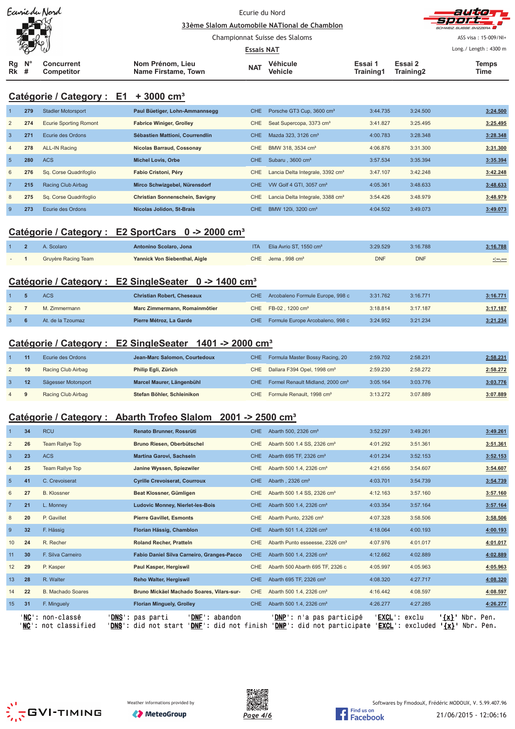Ecurie du Nord

33ème Slalom Automobile NATional de Chamblon

Championnat Suisse des Slaloms

Essais NAT

ASS visa : 15-009/NI+

Long./ Length : 4300 m

## Catégorie / Category : E1 + 3000 cm³

| Rg Rk | N° # | Concurrent Competitor | Nom Prénom, Lieu Name Firstame, Town | NAT | Véhicule Vehicle | Essai 1 Training1 | Essai 2 Training2 | Temps Time |
|---|---|---|---|---|---|---|---|---|
| 1 | 279 | Stadler Motorsport | **Paul Büetiger, Lohn-Ammannsegg** | CHE | Porsche GT3 Cup, 3600 cm³ | 3:44.735 | 3:24.500 | **3:24.500** |
| 2 | 274 | Ecurie Sporting Romont | **Fabrice Winiger, Grolley** | CHE | Seat Supercopa, 3373 cm³ | 3:41.827 | 3:25.495 | **3:25.495** |
| 3 | 271 | Ecurie des Ordons | **Sébastien Mattioni, Courrendlin** | CHE | Mazda 323, 3126 cm³ | 4:00.783 | 3:28.348 | **3:28.348** |
| 4 | 278 | ALL-IN Racing | **Nicolas Barraud, Cossonay** | CHE | BMW 318, 3534 cm³ | 4:06.876 | 3:31.300 | **3:31.300** |
| 5 | 280 | ACS | **Michel Lovis, Orbe** | CHE | Subaru , 3600 cm³ | 3:57.534 | 3:35.394 | **3:35.394** |
| 6 | 276 | Sq. Corse Quadrifoglio | **Fabio Cristoni, Péry** | CHE | Lancia Delta Integrale, 3392 cm³ | 3:47.107 | 3:42.248 | **3:42.248** |
| 7 | 215 | Racing Club Airbag | **Mirco Schwizgebel, Nürensdorf** | CHE | VW Golf 4 GTI, 3057 cm³ | 4:05.361 | 3:48.633 | **3:48.633** |
| 8 | 275 | Sq. Corse Quadrifoglio | **Christian Sonnenschein, Savigny** | CHE | Lancia Delta Integrale, 3388 cm³ | 3:54.426 | 3:48.979 | **3:48.979** |
| 9 | 273 | Ecurie des Ordons | **Nicolas Jolidon, St-Brais** | CHE | BMW 120i, 3200 cm³ | 4:04.502 | 3:49.073 | **3:49.073** |

## Catégorie / Category : E2 SportCars 0 -> 2000 cm³

| Rg Rk | N° # | Concurrent Competitor | Nom Prénom, Lieu Name Firstame, Town | NAT | Véhicule Vehicle | Essai 1 Training1 | Essai 2 Training2 | Temps Time |
|---|---|---|---|---|---|---|---|---|
| 1 | 2 | A. Scolaro | **Antonino Scolaro, Jona** | ITA | Elia Avrio ST, 1550 cm³ | 3:29.529 | 3:16.788 | **3:16.788** |
| - | 1 | Gruyère Racing Team | **Yannick Von Siebenthal, Aigle** | CHE | Jema , 998 cm³ | DNF | DNF | **-:--.---** |

## Catégorie / Category : E2 SingleSeater 0 -> 1400 cm³

| Rg Rk | N° # | Concurrent Competitor | Nom Prénom, Lieu Name Firstame, Town | NAT | Véhicule Vehicle | Essai 1 Training1 | Essai 2 Training2 | Temps Time |
|---|---|---|---|---|---|---|---|---|
| 1 | 5 | ACS | **Christian Robert, Cheseaux** | CHE | Arcobaleno Formule Europe, 998 c | 3:31.762 | 3:16.771 | **3:16.771** |
| 2 | 7 | M. Zimmermann | **Marc Zimmermann, Romainmôtier** | CHE | FB-02 , 1200 cm³ | 3:18.814 | 3:17.187 | **3:17.187** |
| 3 | 6 | At. de la Tzoumaz | **Pierre Métroz, La Garde** | CHE | Formule Europe Arcobaleno, 998 c | 3:24.952 | 3:21.234 | **3:21.234** |

## Catégorie / Category : E2 SingleSeater 1401 -> 2000 cm³

| Rg Rk | N° # | Concurrent Competitor | Nom Prénom, Lieu Name Firstame, Town | NAT | Véhicule Vehicle | Essai 1 Training1 | Essai 2 Training2 | Temps Time |
|---|---|---|---|---|---|---|---|---|
| 1 | 11 | Ecurie des Ordons | **Jean-Marc Salomon, Courtedoux** | CHE | Formula Master Bossy Racing, 20 | 2:59.702 | 2:58.231 | **2:58.231** |
| 2 | 10 | Racing Club Airbag | **Philip Egli, Zürich** | CHE | Dallara F394 Opel, 1998 cm³ | 2:59.230 | 2:58.272 | **2:58.272** |
| 3 | 12 | Sägesser Motorsport | **Marcel Maurer, Längenbühl** | CHE | Formel Renault Midland, 2000 cm³ | 3:05.164 | 3:03.776 | **3:03.776** |
| 4 | 9 | Racing Club Airbag | **Stefan Böhler, Schleinikon** | CHE | Formule Renault, 1998 cm³ | 3:13.272 | 3:07.889 | **3:07.889** |

## Catégorie / Category : Abarth Trofeo Slalom 2001 -> 2500 cm³

| Rg Rk | N° # | Concurrent Competitor | Nom Prénom, Lieu Name Firstame, Town | NAT | Véhicule Vehicle | Essai 1 Training1 | Essai 2 Training2 | Temps Time |
|---|---|---|---|---|---|---|---|---|
| 1 | 34 | RCU | **Renato Brunner, Rossrüti** | CHE | Abarth 500, 2326 cm³ | 3:52.297 | 3:49.261 | **3:49.261** |
| 2 | 26 | Team Rallye Top | **Bruno Riesen, Oberbütschel** | CHE | Abarth 500 1.4 SS, 2326 cm³ | 4:01.292 | 3:51.361 | **3:51.361** |
| 3 | 23 | ACS | **Martina Garovi, Sachseln** | CHE | Abarth 695 TF, 2326 cm³ | 4:01.234 | 3:52.153 | **3:52.153** |
| 4 | 25 | Team Rallye Top | **Janine Wyssen, Spiezwiler** | CHE | Abarth 500 1.4, 2326 cm³ | 4:21.656 | 3:54.607 | **3:54.607** |
| 5 | 41 | C. Crevoiserat | **Cyrille Crevoiserat, Courroux** | CHE | Abarth , 2326 cm³ | 4:03.701 | 3:54.739 | **3:54.739** |
| 6 | 27 | B. Klossner | **Beat Klossner, Gümligen** | CHE | Abarth 500 1.4 SS, 2326 cm³ | 4:12.163 | 3:57.160 | **3:57.160** |
| 7 | 21 | L. Monney | **Ludovic Monney, Nierlet-les-Bois** | CHE | Abarth 500 1.4, 2326 cm³ | 4:03.354 | 3:57.164 | **3:57.164** |
| 8 | 20 | P. Gavillet | **Pierre Gavillet, Esmonts** | CHE | Abarth Punto, 2326 cm³ | 4:07.328 | 3:58.506 | **3:58.506** |
| 9 | 32 | F. Hässig | **Florian Hässig, Chamblon** | CHE | Abarth 501 1.4, 2326 cm³ | 4:18.064 | 4:00.193 | **4:00.193** |
| 10 | 24 | R. Recher | **Roland Recher, Pratteln** | CHE | Abarth Punto esseesse, 2326 cm³ | 4:07.976 | 4:01.017 | **4:01.017** |
| 11 | 30 | F. Silva Carneiro | **Fabio Daniel Silva Carneiro, Granges-Pacco** | CHE | Abarth 500 1.4, 2326 cm³ | 4:12.662 | 4:02.889 | **4:02.889** |
| 12 | 29 | P. Kasper | **Paul Kasper, Hergiswil** | CHE | Abarth 500 Abarth 695 TF, 2326 c | 4:05.997 | 4:05.963 | **4:05.963** |
| 13 | 28 | R. Walter | **Reho Walter, Hergiswil** | CHE | Abarth 695 TF, 2326 cm³ | 4:08.320 | 4:27.717 | **4:08.320** |
| 14 | 22 | B. Machado Soares | **Bruno Mickäel Machado Soares, Vilars-sur-** | CHE | Abarth 500 1.4, 2326 cm³ | 4:16.442 | 4:08.597 | **4:08.597** |
| 15 | 31 | F. Minguely | **Florian Minguely, Grolley** | CHE | Abarth 500 1.4, 2326 cm³ | 4:26.277 | 4:27.285 | **4:26.277** |

'**NC**': non-classé '**DNS**': pas parti '**DNF**': abandon '**DNP**': n'a pas participé '**EXCL**': exclu '**{x}**' Nbr. Pen.
'**NC**': not classified '**DNS**': did not start '**DNF**': did not finish '**DNP**': did not participate '**EXCL**': excluded '**{x}**' Nbr. Pen.

Weather informations provided by MeteoGroup

Softwares by FmodouX, Frédéric MODOUX, V. 5.99.407.96

21/06/2015 - 12:06:16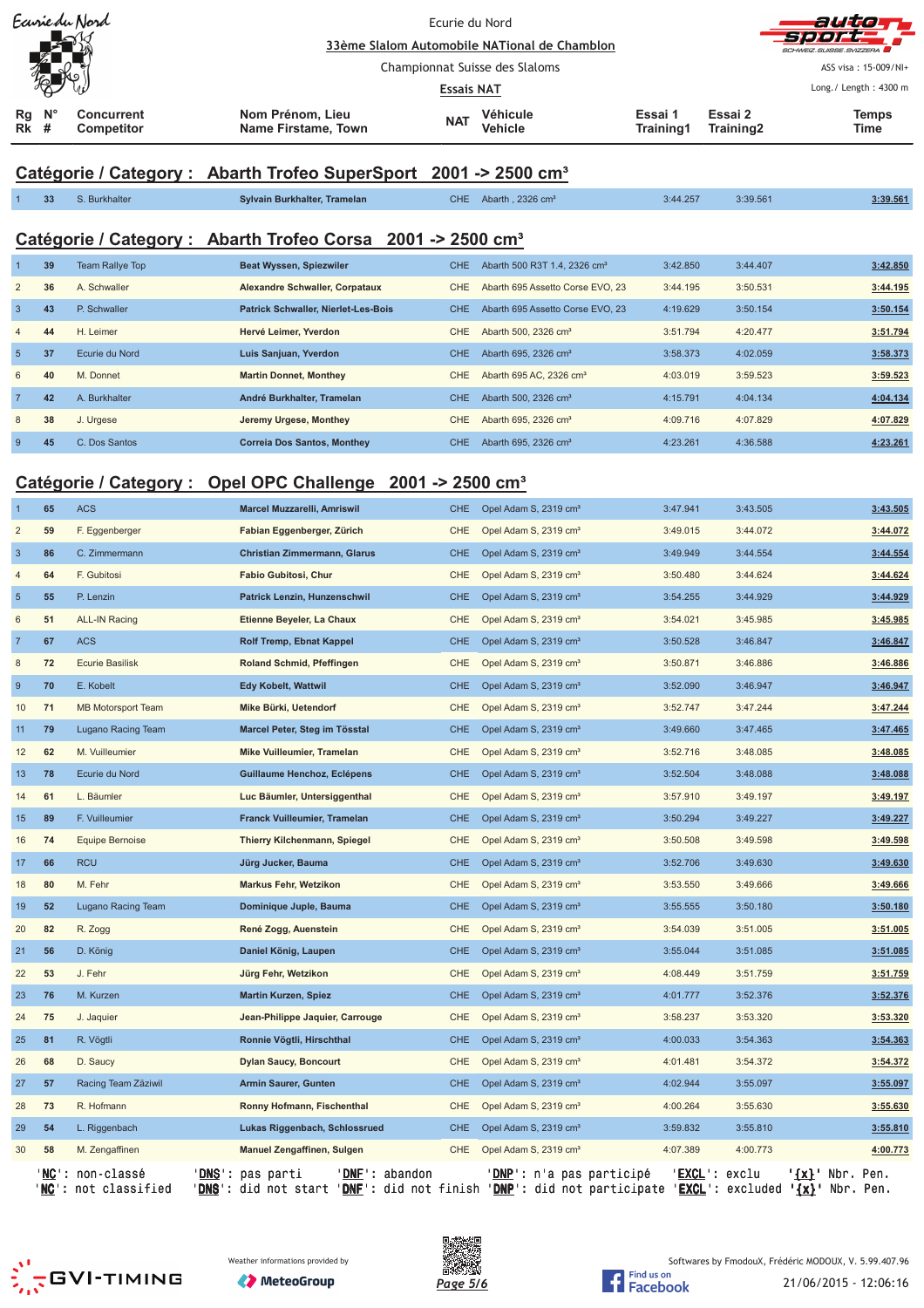Ecurie du Nord

33ème Slalom Automobile NATional de Chamblon

Championnat Suisse des Slaloms

Essais NAT

ASS visa : 15-009/NI+

Long./ Length : 4300 m

## Catégorie / Category : Abarth Trofeo SuperSport 2001 -> 2500 cm³

| Rg Rk | N° # | Concurrent Competitor | Nom Prénom, Lieu Name Firstame, Town | NAT | Véhicule Vehicle | Essai 1 Training1 | Essai 2 Training2 | Temps Time |
|---|---|---|---|---|---|---|---|---|
| 1 | 33 | S. Burkhalter | Sylvain Burkhalter, Tramelan | CHE | Abarth , 2326 cm³ | 3:44.257 | 3:39.561 | 3:39.561 |

## Catégorie / Category : Abarth Trofeo Corsa 2001 -> 2500 cm³

| Rg Rk | N° # | Concurrent Competitor | Nom Prénom, Lieu Name Firstame, Town | NAT | Véhicule Vehicle | Essai 1 Training1 | Essai 2 Training2 | Temps Time |
|---|---|---|---|---|---|---|---|---|
| 1 | 39 | Team Rallye Top | Beat Wyssen, Spiezwiler | CHE | Abarth 500 R3T 1.4, 2326 cm³ | 3:42.850 | 3:44.407 | 3:42.850 |
| 2 | 36 | A. Schwaller | Alexandre Schwaller, Corpataux | CHE | Abarth 695 Assetto Corse EVO, 23 | 3:44.195 | 3:50.531 | 3:44.195 |
| 3 | 43 | P. Schwaller | Patrick Schwaller, Nierlet-Les-Bois | CHE | Abarth 695 Assetto Corse EVO, 23 | 4:19.629 | 3:50.154 | 3:50.154 |
| 4 | 44 | H. Leimer | Hervé Leimer, Yverdon | CHE | Abarth 500, 2326 cm³ | 3:51.794 | 4:20.477 | 3:51.794 |
| 5 | 37 | Ecurie du Nord | Luis Sanjuan, Yverdon | CHE | Abarth 695, 2326 cm³ | 3:58.373 | 4:02.059 | 3:58.373 |
| 6 | 40 | M. Donnet | Martin Donnet, Monthey | CHE | Abarth 695 AC, 2326 cm³ | 4:03.019 | 3:59.523 | 3:59.523 |
| 7 | 42 | A. Burkhalter | André Burkhalter, Tramelan | CHE | Abarth 500, 2326 cm³ | 4:15.791 | 4:04.134 | 4:04.134 |
| 8 | 38 | J. Urgese | Jeremy Urgese, Monthey | CHE | Abarth 695, 2326 cm³ | 4:09.716 | 4:07.829 | 4:07.829 |
| 9 | 45 | C. Dos Santos | Correia Dos Santos, Monthey | CHE | Abarth 695, 2326 cm³ | 4:23.261 | 4:36.588 | 4:23.261 |

## Catégorie / Category : Opel OPC Challenge 2001 -> 2500 cm³

| Rg Rk | N° # | Concurrent Competitor | Nom Prénom, Lieu Name Firstame, Town | NAT | Véhicule Vehicle | Essai 1 Training1 | Essai 2 Training2 | Temps Time |
|---|---|---|---|---|---|---|---|---|
| 1 | 65 | ACS | Marcel Muzzarelli, Amriswil | CHE | Opel Adam S, 2319 cm³ | 3:47.941 | 3:43.505 | 3:43.505 |
| 2 | 59 | F. Eggenberger | Fabian Eggenberger, Zürich | CHE | Opel Adam S, 2319 cm³ | 3:49.015 | 3:44.072 | 3:44.072 |
| 3 | 86 | C. Zimmermann | Christian Zimmermann, Glarus | CHE | Opel Adam S, 2319 cm³ | 3:49.949 | 3:44.554 | 3:44.554 |
| 4 | 64 | F. Gubitosi | Fabio Gubitosi, Chur | CHE | Opel Adam S, 2319 cm³ | 3:50.480 | 3:44.624 | 3:44.624 |
| 5 | 55 | P. Lenzin | Patrick Lenzin, Hunzenschwil | CHE | Opel Adam S, 2319 cm³ | 3:54.255 | 3:44.929 | 3:44.929 |
| 6 | 51 | ALL-IN Racing | Etienne Beyeler, La Chaux | CHE | Opel Adam S, 2319 cm³ | 3:54.021 | 3:45.985 | 3:45.985 |
| 7 | 67 | ACS | Rolf Tremp, Ebnat Kappel | CHE | Opel Adam S, 2319 cm³ | 3:50.528 | 3:46.847 | 3:46.847 |
| 8 | 72 | Ecurie Basilisk | Roland Schmid, Pfeffingen | CHE | Opel Adam S, 2319 cm³ | 3:50.871 | 3:46.886 | 3:46.886 |
| 9 | 70 | E. Kobelt | Edy Kobelt, Wattwil | CHE | Opel Adam S, 2319 cm³ | 3:52.090 | 3:46.947 | 3:46.947 |
| 10 | 71 | MB Motorsport Team | Mike Bürki, Uetendorf | CHE | Opel Adam S, 2319 cm³ | 3:52.747 | 3:47.244 | 3:47.244 |
| 11 | 79 | Lugano Racing Team | Marcel Peter, Steg im Tösstal | CHE | Opel Adam S, 2319 cm³ | 3:49.660 | 3:47.465 | 3:47.465 |
| 12 | 62 | M. Vuilleumier | Mike Vuilleumier, Tramelan | CHE | Opel Adam S, 2319 cm³ | 3:52.716 | 3:48.085 | 3:48.085 |
| 13 | 78 | Ecurie du Nord | Guillaume Henchoz, Eclépens | CHE | Opel Adam S, 2319 cm³ | 3:52.504 | 3:48.088 | 3:48.088 |
| 14 | 61 | L. Bäumler | Luc Bäumler, Untersiggenthal | CHE | Opel Adam S, 2319 cm³ | 3:57.910 | 3:49.197 | 3:49.197 |
| 15 | 89 | F. Vuilleumier | Franck Vuilleumier, Tramelan | CHE | Opel Adam S, 2319 cm³ | 3:50.294 | 3:49.227 | 3:49.227 |
| 16 | 74 | Equipe Bernoise | Thierry Kilchenmann, Spiegel | CHE | Opel Adam S, 2319 cm³ | 3:50.508 | 3:49.598 | 3:49.598 |
| 17 | 66 | RCU | Jürg Jucker, Bauma | CHE | Opel Adam S, 2319 cm³ | 3:52.706 | 3:49.630 | 3:49.630 |
| 18 | 80 | M. Fehr | Markus Fehr, Wetzikon | CHE | Opel Adam S, 2319 cm³ | 3:53.550 | 3:49.666 | 3:49.666 |
| 19 | 52 | Lugano Racing Team | Dominique Juple, Bauma | CHE | Opel Adam S, 2319 cm³ | 3:55.555 | 3:50.180 | 3:50.180 |
| 20 | 82 | R. Zogg | René Zogg, Auenstein | CHE | Opel Adam S, 2319 cm³ | 3:54.039 | 3:51.005 | 3:51.005 |
| 21 | 56 | D. König | Daniel König, Laupen | CHE | Opel Adam S, 2319 cm³ | 3:55.044 | 3:51.085 | 3:51.085 |
| 22 | 53 | J. Fehr | Jürg Fehr, Wetzikon | CHE | Opel Adam S, 2319 cm³ | 4:08.449 | 3:51.759 | 3:51.759 |
| 23 | 76 | M. Kurzen | Martin Kurzen, Spiez | CHE | Opel Adam S, 2319 cm³ | 4:01.777 | 3:52.376 | 3:52.376 |
| 24 | 75 | J. Jaquier | Jean-Philippe Jaquier, Carrouge | CHE | Opel Adam S, 2319 cm³ | 3:58.237 | 3:53.320 | 3:53.320 |
| 25 | 81 | R. Vögtli | Ronnie Vögtli, Hirschthal | CHE | Opel Adam S, 2319 cm³ | 4:00.033 | 3:54.363 | 3:54.363 |
| 26 | 68 | D. Saucy | Dylan Saucy, Boncourt | CHE | Opel Adam S, 2319 cm³ | 4:01.481 | 3:54.372 | 3:54.372 |
| 27 | 57 | Racing Team Zäziwil | Armin Saurer, Gunten | CHE | Opel Adam S, 2319 cm³ | 4:02.944 | 3:55.097 | 3:55.097 |
| 28 | 73 | R. Hofmann | Ronny Hofmann, Fischenthal | CHE | Opel Adam S, 2319 cm³ | 4:00.264 | 3:55.630 | 3:55.630 |
| 29 | 54 | L. Riggenbach | Lukas Riggenbach, Schlossrued | CHE | Opel Adam S, 2319 cm³ | 3:59.832 | 3:55.810 | 3:55.810 |
| 30 | 58 | M. Zengaffinen | Manuel Zengaffinen, Sulgen | CHE | Opel Adam S, 2319 cm³ | 4:07.389 | 4:00.773 | 4:00.773 |

'NC': non-classé 'DNS': pas parti 'DNF': abandon 'DNP': n'a pas participé 'EXCL': exclu '{x}' Nbr. Pen.
'NC': not classified 'DNS': did not start 'DNF': did not finish 'DNP': did not participate 'EXCL': excluded '{x}' Nbr. Pen.

Weather informations provided by MeteoGroup

Softwares by FmodouX, Frédéric MODOUX, V. 5.99.407.96

21/06/2015 - 12:06:16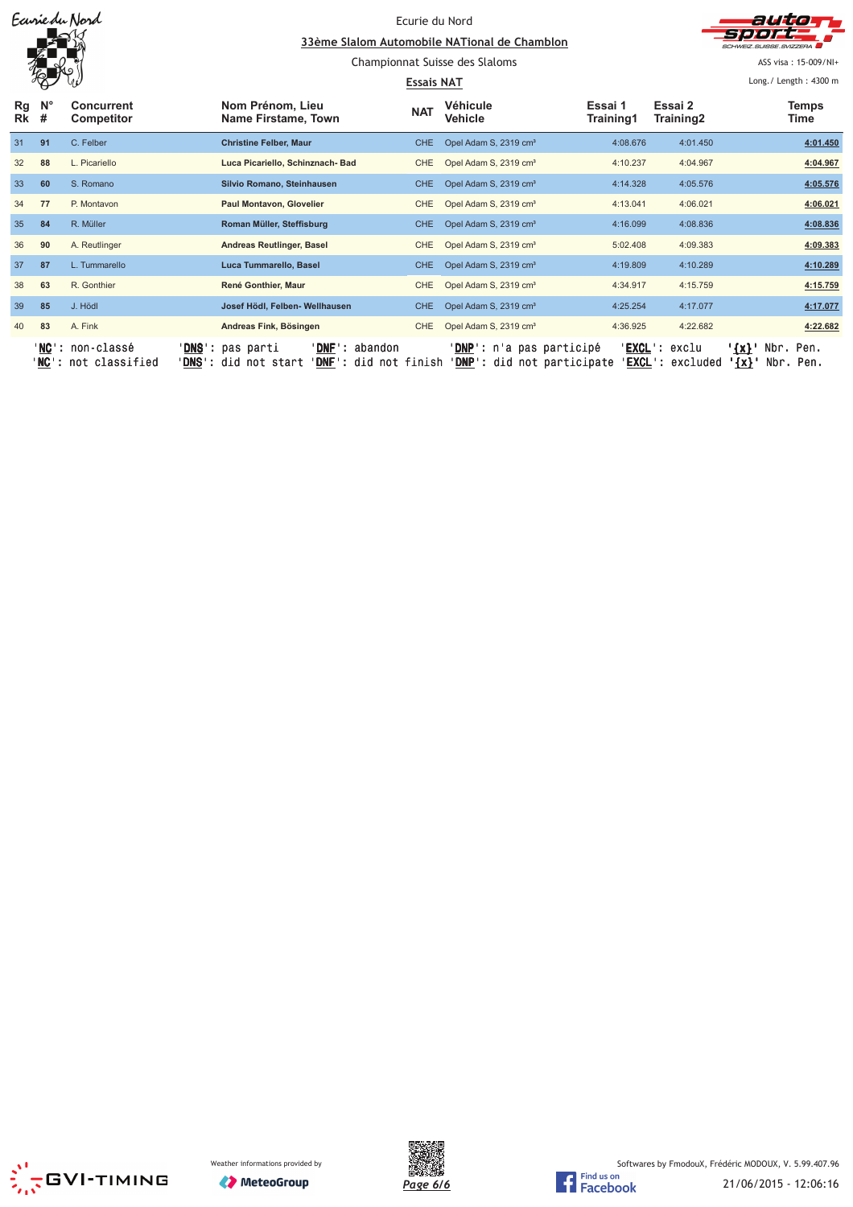Ecurie du Nord

**33ème Slalom Automobile NATional de Chamblon**

Championnat Suisse des Slaloms

**Essais NAT**

ASS visa : 15-009/NI+

Long./ Length : 4300 m

| Rg Rk | N° # | Concurrent Competitor | Nom Prénom, Lieu Name Firstame, Town | NAT | Véhicule Vehicle | Essai 1 Training1 | Essai 2 Training2 | Temps Time |
|---|---|---|---|---|---|---|---|---|
| 31 | 91 | C. Felber | Christine Felber, Maur | CHE | Opel Adam S, 2319 cm³ | 4:08.676 | 4:01.450 | 4:01.450 |
| 32 | 88 | L. Picariello | Luca Picariello, Schinznach- Bad | CHE | Opel Adam S, 2319 cm³ | 4:10.237 | 4:04.967 | 4:04.967 |
| 33 | 60 | S. Romano | Silvio Romano, Steinhausen | CHE | Opel Adam S, 2319 cm³ | 4:14.328 | 4:05.576 | 4:05.576 |
| 34 | 77 | P. Montavon | Paul Montavon, Glovelier | CHE | Opel Adam S, 2319 cm³ | 4:13.041 | 4:06.021 | 4:06.021 |
| 35 | 84 | R. Müller | Roman Müller, Steffisburg | CHE | Opel Adam S, 2319 cm³ | 4:16.099 | 4:08.836 | 4:08.836 |
| 36 | 90 | A. Reutlinger | Andreas Reutlinger, Basel | CHE | Opel Adam S, 2319 cm³ | 5:02.408 | 4:09.383 | 4:09.383 |
| 37 | 87 | L. Tummarello | Luca Tummarello, Basel | CHE | Opel Adam S, 2319 cm³ | 4:19.809 | 4:10.289 | 4:10.289 |
| 38 | 63 | R. Gonthier | René Gonthier, Maur | CHE | Opel Adam S, 2319 cm³ | 4:34.917 | 4:15.759 | 4:15.759 |
| 39 | 85 | J. Hödl | Josef Hödl, Felben- Wellhausen | CHE | Opel Adam S, 2319 cm³ | 4:25.254 | 4:17.077 | 4:17.077 |
| 40 | 83 | A. Fink | Andreas Fink, Bösingen | CHE | Opel Adam S, 2319 cm³ | 4:36.925 | 4:22.682 | 4:22.682 |

'NC': non-classé 'DNS': pas parti 'DNF': abandon 'DNP': n'a pas participé 'EXCL': exclu '{x}' Nbr. Pen.
'NC': not classified 'DNS': did not start 'DNF': did not finish 'DNP': did not participate 'EXCL': excluded '{x}' Nbr. Pen.

Weather informations provided by MeteoGroup

Softwares by FmodouX, Frédéric MODOUX, V. 5.99.407.96

21/06/2015 - 12:06:16